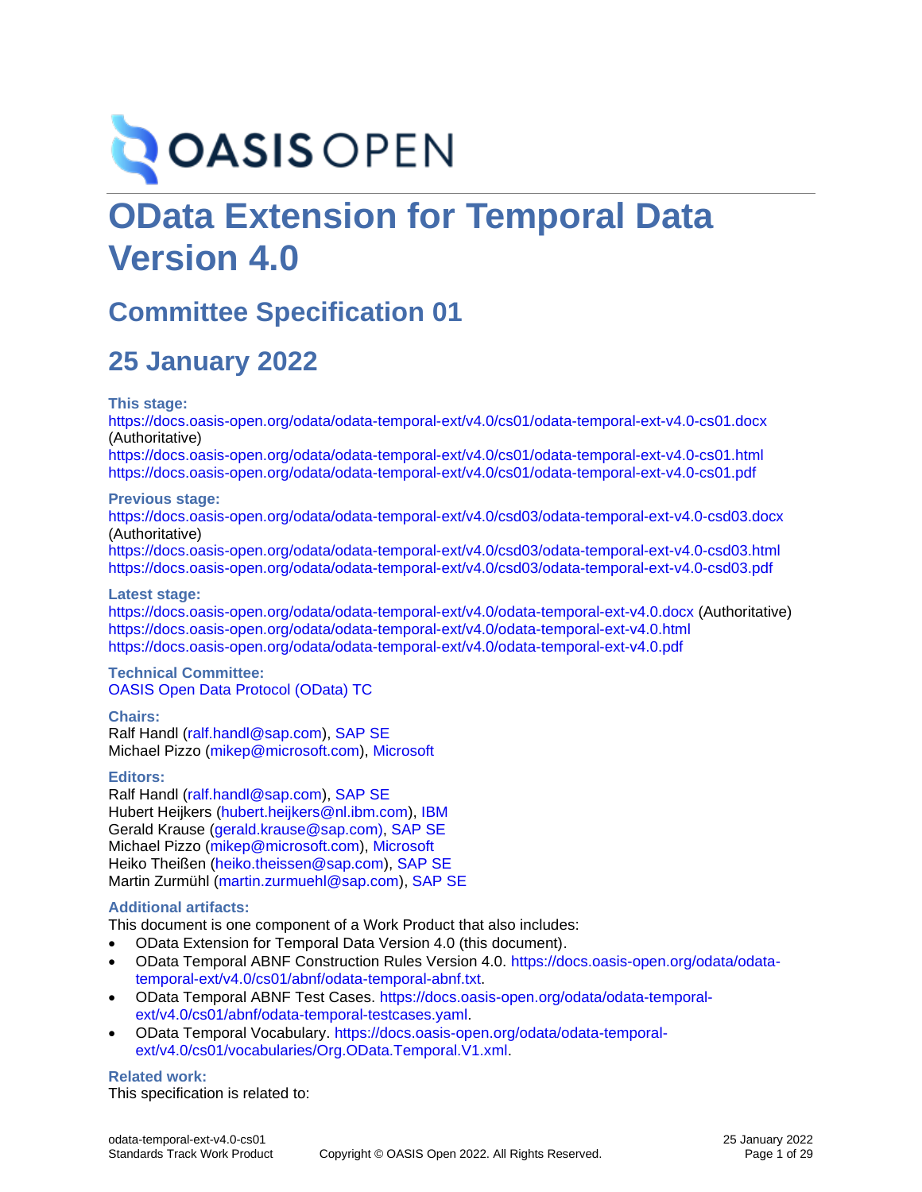# OData Extension for Temporal Data Version 4.0

## Committee Specification 01

## 25 January 2022

**This stage:**

https://docs.oasis-open.org/odata/odata-temporal-ext/v4.0/cs01/odata-temporal-ext-v4.0-cs01.docx (Authoritative)
https://docs.oasis-open.org/odata/odata-temporal-ext/v4.0/cs01/odata-temporal-ext-v4.0-cs01.html
https://docs.oasis-open.org/odata/odata-temporal-ext/v4.0/cs01/odata-temporal-ext-v4.0-cs01.pdf

**Previous stage:**

https://docs.oasis-open.org/odata/odata-temporal-ext/v4.0/csd03/odata-temporal-ext-v4.0-csd03.docx (Authoritative)
https://docs.oasis-open.org/odata/odata-temporal-ext/v4.0/csd03/odata-temporal-ext-v4.0-csd03.html
https://docs.oasis-open.org/odata/odata-temporal-ext/v4.0/csd03/odata-temporal-ext-v4.0-csd03.pdf

**Latest stage:**

https://docs.oasis-open.org/odata/odata-temporal-ext/v4.0/odata-temporal-ext-v4.0.docx (Authoritative)
https://docs.oasis-open.org/odata/odata-temporal-ext/v4.0/odata-temporal-ext-v4.0.html
https://docs.oasis-open.org/odata/odata-temporal-ext/v4.0/odata-temporal-ext-v4.0.pdf

**Technical Committee:**

OASIS Open Data Protocol (OData) TC

**Chairs:**

Ralf Handl (ralf.handl@sap.com), SAP SE
Michael Pizzo (mikep@microsoft.com), Microsoft

**Editors:**

Ralf Handl (ralf.handl@sap.com), SAP SE
Hubert Heijkers (hubert.heijkers@nl.ibm.com), IBM
Gerald Krause (gerald.krause@sap.com), SAP SE
Michael Pizzo (mikep@microsoft.com), Microsoft
Heiko Theißen (heiko.theissen@sap.com), SAP SE
Martin Zurmühl (martin.zurmuehl@sap.com), SAP SE

**Additional artifacts:**

This document is one component of a Work Product that also includes:

- OData Extension for Temporal Data Version 4.0 (this document).
- OData Temporal ABNF Construction Rules Version 4.0. https://docs.oasis-open.org/odata/odata-temporal-ext/v4.0/cs01/abnf/odata-temporal-abnf.txt.
- OData Temporal ABNF Test Cases. https://docs.oasis-open.org/odata/odata-temporal-ext/v4.0/cs01/abnf/odata-temporal-testcases.yaml.
- OData Temporal Vocabulary. https://docs.oasis-open.org/odata/odata-temporal-ext/v4.0/cs01/vocabularies/Org.OData.Temporal.V1.xml.

**Related work:**

This specification is related to: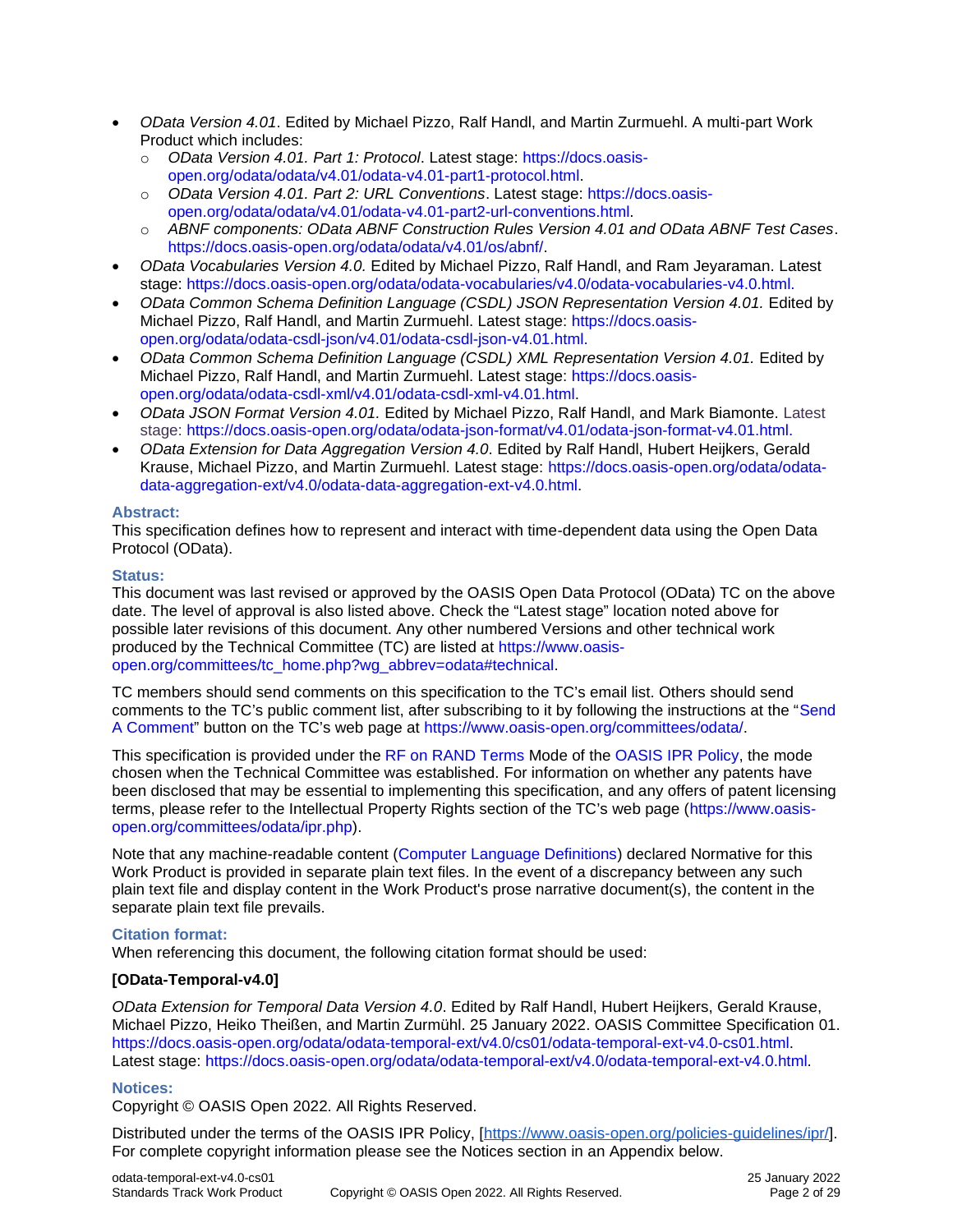- *OData Version 4.01*. Edited by Michael Pizzo, Ralf Handl, and Martin Zurmuehl. A multi-part Work Product which includes:
  - *OData Version 4.01. Part 1: Protocol*. Latest stage: https://docs.oasis-open.org/odata/odata/v4.01/odata-v4.01-part1-protocol.html.
  - *OData Version 4.01. Part 2: URL Conventions*. Latest stage: https://docs.oasis-open.org/odata/odata/v4.01/odata-v4.01-part2-url-conventions.html.
  - *ABNF components: OData ABNF Construction Rules Version 4.01 and OData ABNF Test Cases*. https://docs.oasis-open.org/odata/odata/v4.01/os/abnf/.
- *OData Vocabularies Version 4.0.* Edited by Michael Pizzo, Ralf Handl, and Ram Jeyaraman. Latest stage: https://docs.oasis-open.org/odata/odata-vocabularies/v4.0/odata-vocabularies-v4.0.html.
- *OData Common Schema Definition Language (CSDL) JSON Representation Version 4.01.* Edited by Michael Pizzo, Ralf Handl, and Martin Zurmuehl. Latest stage: https://docs.oasis-open.org/odata/odata-csdl-json/v4.01/odata-csdl-json-v4.01.html.
- *OData Common Schema Definition Language (CSDL) XML Representation Version 4.01.* Edited by Michael Pizzo, Ralf Handl, and Martin Zurmuehl. Latest stage: https://docs.oasis-open.org/odata/odata-csdl-xml/v4.01/odata-csdl-xml-v4.01.html.
- *OData JSON Format Version 4.01.* Edited by Michael Pizzo, Ralf Handl, and Mark Biamonte. Latest stage: https://docs.oasis-open.org/odata/odata-json-format/v4.01/odata-json-format-v4.01.html.
- *OData Extension for Data Aggregation Version 4.0*. Edited by Ralf Handl, Hubert Heijkers, Gerald Krause, Michael Pizzo, and Martin Zurmuehl. Latest stage: https://docs.oasis-open.org/odata/odata-data-aggregation-ext/v4.0/odata-data-aggregation-ext-v4.0.html.

#### Abstract:

This specification defines how to represent and interact with time-dependent data using the Open Data Protocol (OData).

#### Status:

This document was last revised or approved by the OASIS Open Data Protocol (OData) TC on the above date. The level of approval is also listed above. Check the “Latest stage” location noted above for possible later revisions of this document. Any other numbered Versions and other technical work produced by the Technical Committee (TC) are listed at https://www.oasis-open.org/committees/tc_home.php?wg_abbrev=odata#technical.

TC members should send comments on this specification to the TC’s email list. Others should send comments to the TC’s public comment list, after subscribing to it by following the instructions at the “Send A Comment” button on the TC’s web page at https://www.oasis-open.org/committees/odata/.

This specification is provided under the RF on RAND Terms Mode of the OASIS IPR Policy, the mode chosen when the Technical Committee was established. For information on whether any patents have been disclosed that may be essential to implementing this specification, and any offers of patent licensing terms, please refer to the Intellectual Property Rights section of the TC’s web page (https://www.oasis-open.org/committees/odata/ipr.php).

Note that any machine-readable content (Computer Language Definitions) declared Normative for this Work Product is provided in separate plain text files. In the event of a discrepancy between any such plain text file and display content in the Work Product's prose narrative document(s), the content in the separate plain text file prevails.

#### Citation format:

When referencing this document, the following citation format should be used:

**[OData-Temporal-v4.0]**

*OData Extension for Temporal Data Version 4.0*. Edited by Ralf Handl, Hubert Heijkers, Gerald Krause, Michael Pizzo, Heiko Theißen, and Martin Zurmühl. 25 January 2022. OASIS Committee Specification 01. https://docs.oasis-open.org/odata/odata-temporal-ext/v4.0/cs01/odata-temporal-ext-v4.0-cs01.html. Latest stage: https://docs.oasis-open.org/odata/odata-temporal-ext/v4.0/odata-temporal-ext-v4.0.html.

#### Notices:

Copyright © OASIS Open 2022. All Rights Reserved.

Distributed under the terms of the OASIS IPR Policy, [https://www.oasis-open.org/policies-guidelines/ipr/]. For complete copyright information please see the Notices section in an Appendix below.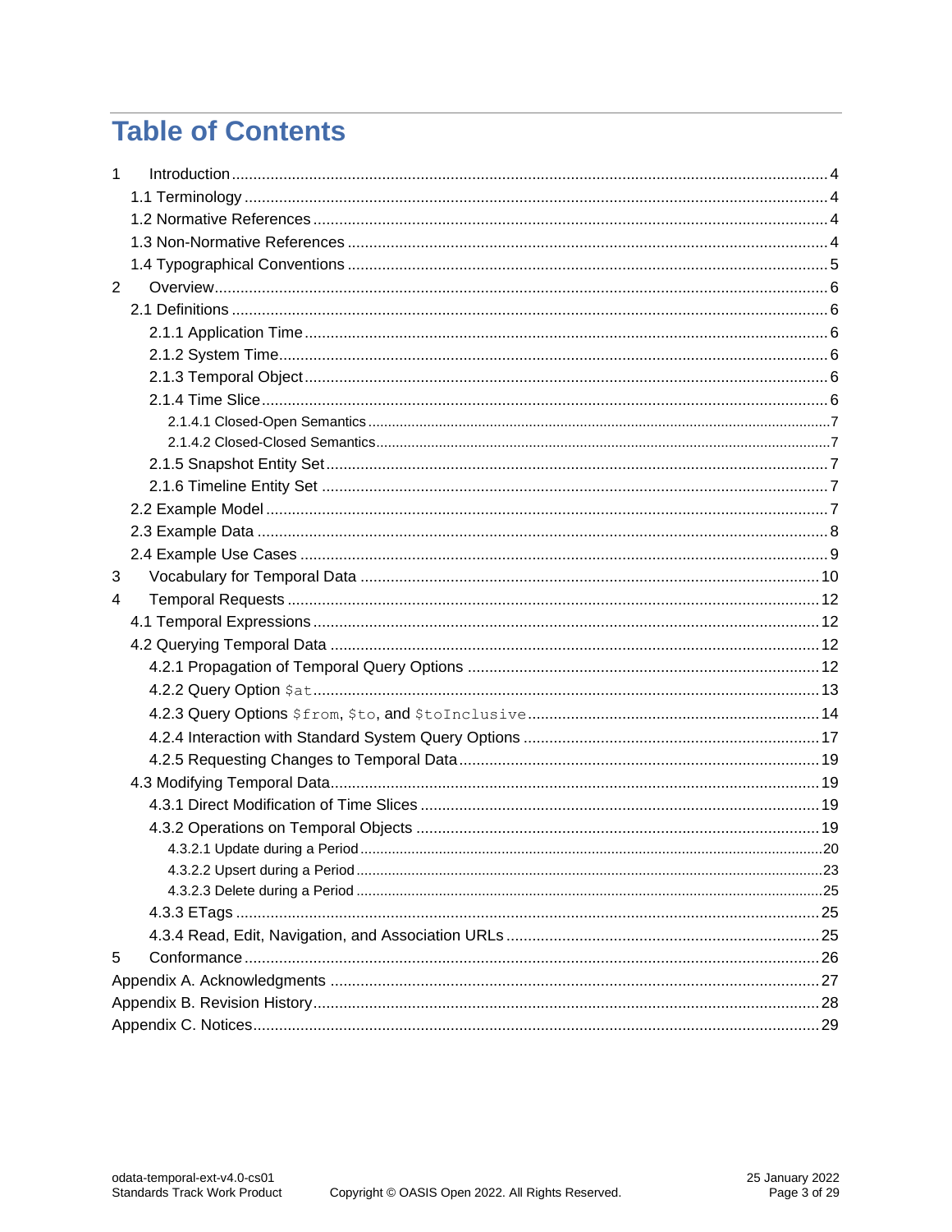# Table of Contents

1 Introduction ... 4
- 1.1 Terminology ... 4
- 1.2 Normative References ... 4
- 1.3 Non-Normative References ... 4
- 1.4 Typographical Conventions ... 5

2 Overview ... 6
- 2.1 Definitions ... 6
  - 2.1.1 Application Time ... 6
  - 2.1.2 System Time ... 6
  - 2.1.3 Temporal Object ... 6
  - 2.1.4 Time Slice ... 6
    - 2.1.4.1 Closed-Open Semantics ... 7
    - 2.1.4.2 Closed-Closed Semantics ... 7
  - 2.1.5 Snapshot Entity Set ... 7
  - 2.1.6 Timeline Entity Set ... 7
- 2.2 Example Model ... 7
- 2.3 Example Data ... 8
- 2.4 Example Use Cases ... 9

3 Vocabulary for Temporal Data ... 10

4 Temporal Requests ... 12
- 4.1 Temporal Expressions ... 12
- 4.2 Querying Temporal Data ... 12
  - 4.2.1 Propagation of Temporal Query Options ... 12
  - 4.2.2 Query Option `$at` ... 13
  - 4.2.3 Query Options `$from`, `$to`, and `$toInclusive` ... 14
  - 4.2.4 Interaction with Standard System Query Options ... 17
  - 4.2.5 Requesting Changes to Temporal Data ... 19
- 4.3 Modifying Temporal Data ... 19
  - 4.3.1 Direct Modification of Time Slices ... 19
  - 4.3.2 Operations on Temporal Objects ... 19
    - 4.3.2.1 Update during a Period ... 20
    - 4.3.2.2 Upsert during a Period ... 23
    - 4.3.2.3 Delete during a Period ... 25
  - 4.3.3 ETags ... 25
  - 4.3.4 Read, Edit, Navigation, and Association URLs ... 25

5 Conformance ... 26

Appendix A. Acknowledgments ... 27

Appendix B. Revision History ... 28

Appendix C. Notices ... 29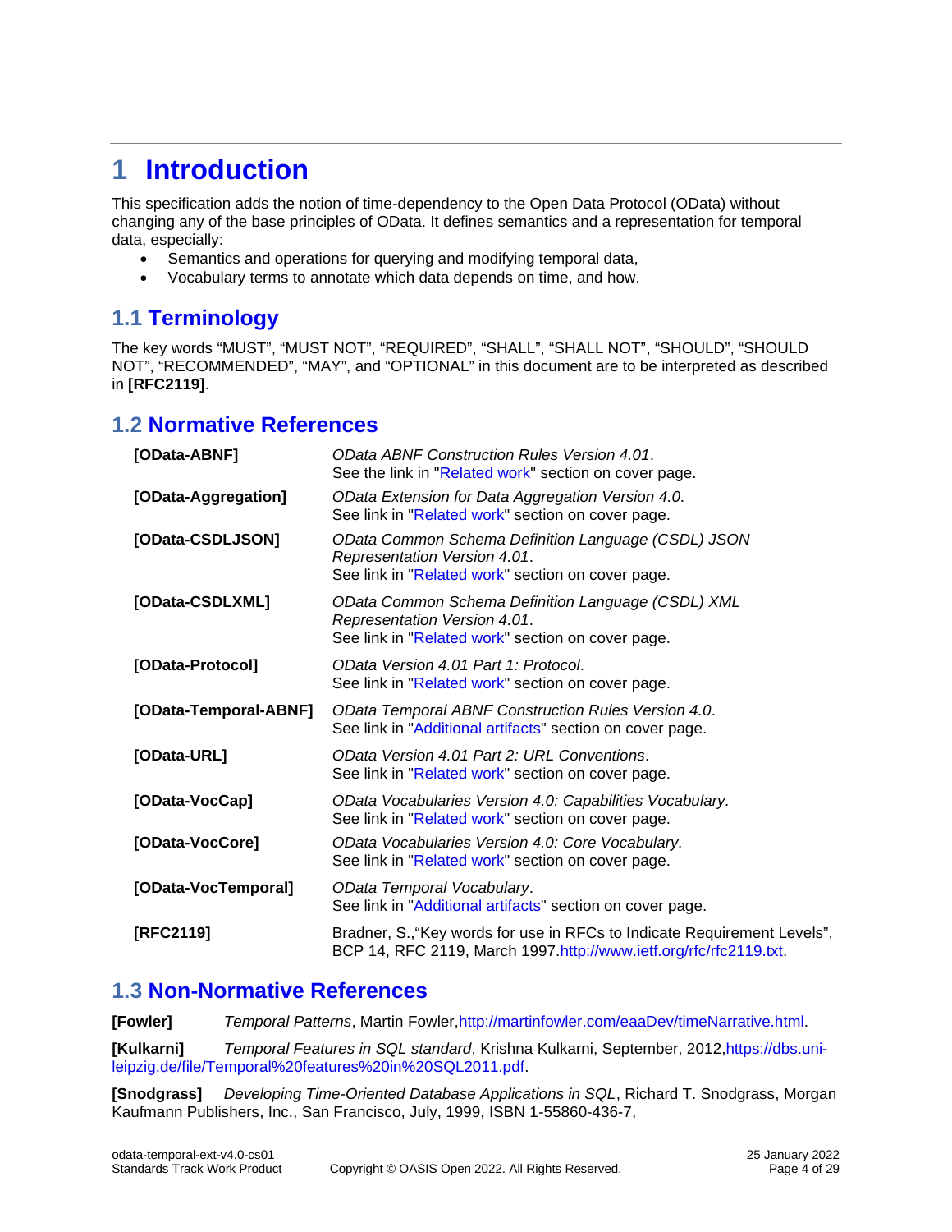# 1 Introduction

This specification adds the notion of time-dependency to the Open Data Protocol (OData) without changing any of the base principles of OData. It defines semantics and a representation for temporal data, especially:

- Semantics and operations for querying and modifying temporal data,
- Vocabulary terms to annotate which data depends on time, and how.

## 1.1 Terminology

The key words “MUST”, “MUST NOT”, “REQUIRED”, “SHALL”, “SHALL NOT”, “SHOULD”, “SHOULD NOT”, “RECOMMENDED”, “MAY”, and “OPTIONAL” in this document are to be interpreted as described in **[RFC2119]**.

## 1.2 Normative References

**[OData-ABNF]** *OData ABNF Construction Rules Version 4.01*.
See the link in "Related work" section on cover page.

**[OData-Aggregation]** *OData Extension for Data Aggregation Version 4.0*.
See link in "Related work" section on cover page.

**[OData-CSDLJSON]** *OData Common Schema Definition Language (CSDL) JSON Representation Version 4.01*.
See link in "Related work" section on cover page.

**[OData-CSDLXML]** *OData Common Schema Definition Language (CSDL) XML Representation Version 4.01*.
See link in "Related work" section on cover page.

**[OData-Protocol]** *OData Version 4.01 Part 1: Protocol*.
See link in "Related work" section on cover page.

**[OData-Temporal-ABNF]** *OData Temporal ABNF Construction Rules Version 4.0*.
See link in "Additional artifacts" section on cover page.

**[OData-URL]** *OData Version 4.01 Part 2: URL Conventions*.
See link in "Related work" section on cover page.

**[OData-VocCap]** *OData Vocabularies Version 4.0: Capabilities Vocabulary.*
See link in "Related work" section on cover page.

**[OData-VocCore]** *OData Vocabularies Version 4.0: Core Vocabulary.*
See link in "Related work" section on cover page.

**[OData-VocTemporal]** *OData Temporal Vocabulary*.
See link in "Additional artifacts" section on cover page.

**[RFC2119]** Bradner, S.,“Key words for use in RFCs to Indicate Requirement Levels”, BCP 14, RFC 2119, March 1997.http://www.ietf.org/rfc/rfc2119.txt.

## 1.3 Non-Normative References

**[Fowler]** *Temporal Patterns*, Martin Fowler,http://martinfowler.com/eaaDev/timeNarrative.html.

**[Kulkarni]** *Temporal Features in SQL standard*, Krishna Kulkarni, September, 2012,https://dbs.uni-leipzig.de/file/Temporal%20features%20in%20SQL2011.pdf.

**[Snodgrass]** *Developing Time-Oriented Database Applications in SQL*, Richard T. Snodgrass, Morgan Kaufmann Publishers, Inc., San Francisco, July, 1999, ISBN 1-55860-436-7,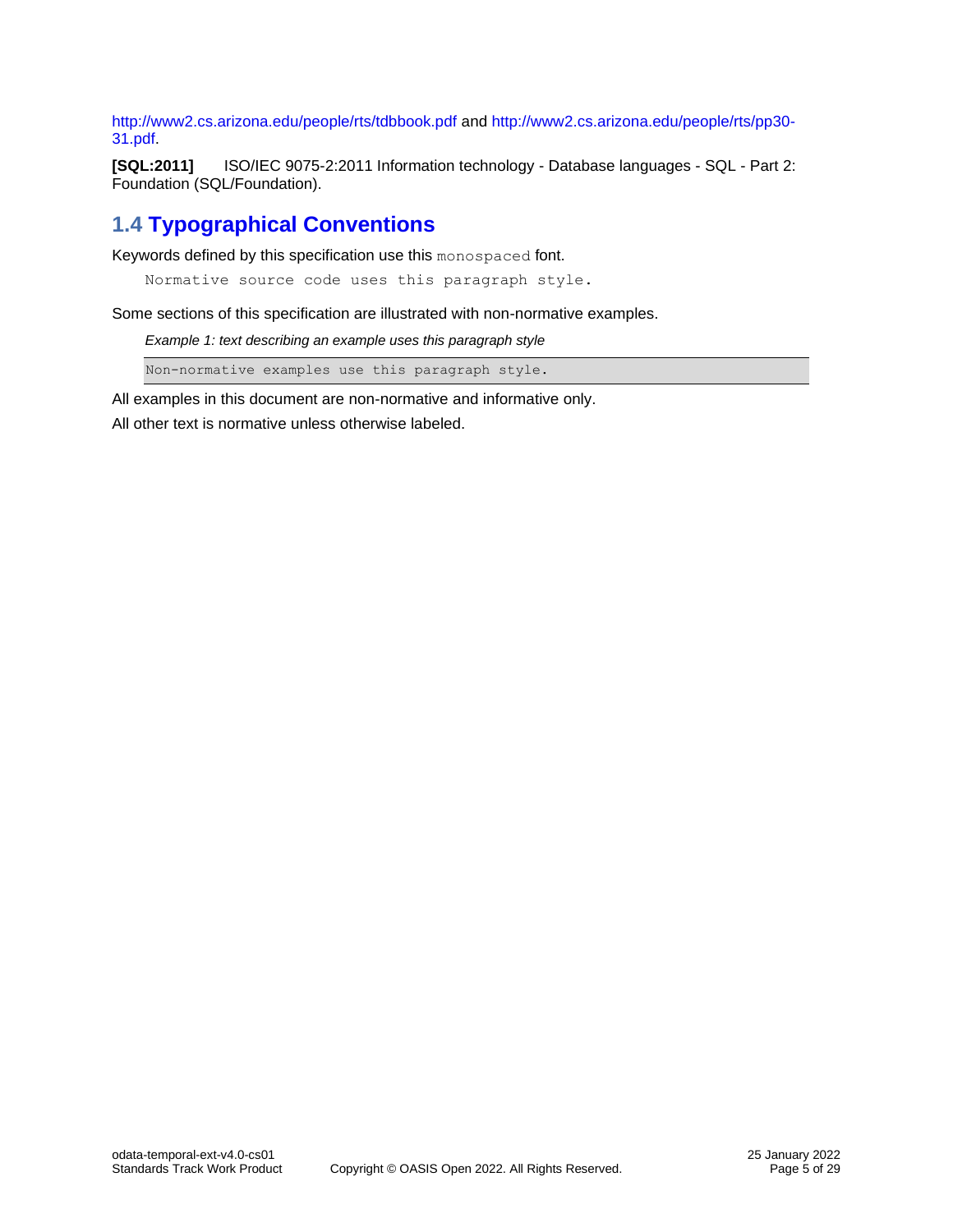http://www2.cs.arizona.edu/people/rts/tdbbook.pdf and http://www2.cs.arizona.edu/people/rts/pp30-31.pdf.

**[SQL:2011]** ISO/IEC 9075-2:2011 Information technology - Database languages - SQL - Part 2: Foundation (SQL/Foundation).

## 1.4 Typographical Conventions

Keywords defined by this specification use this `monospaced` font.

```
Normative source code uses this paragraph style.
```

Some sections of this specification are illustrated with non-normative examples.

*Example 1: text describing an example uses this paragraph style*

```
Non-normative examples use this paragraph style.
```

All examples in this document are non-normative and informative only.

All other text is normative unless otherwise labeled.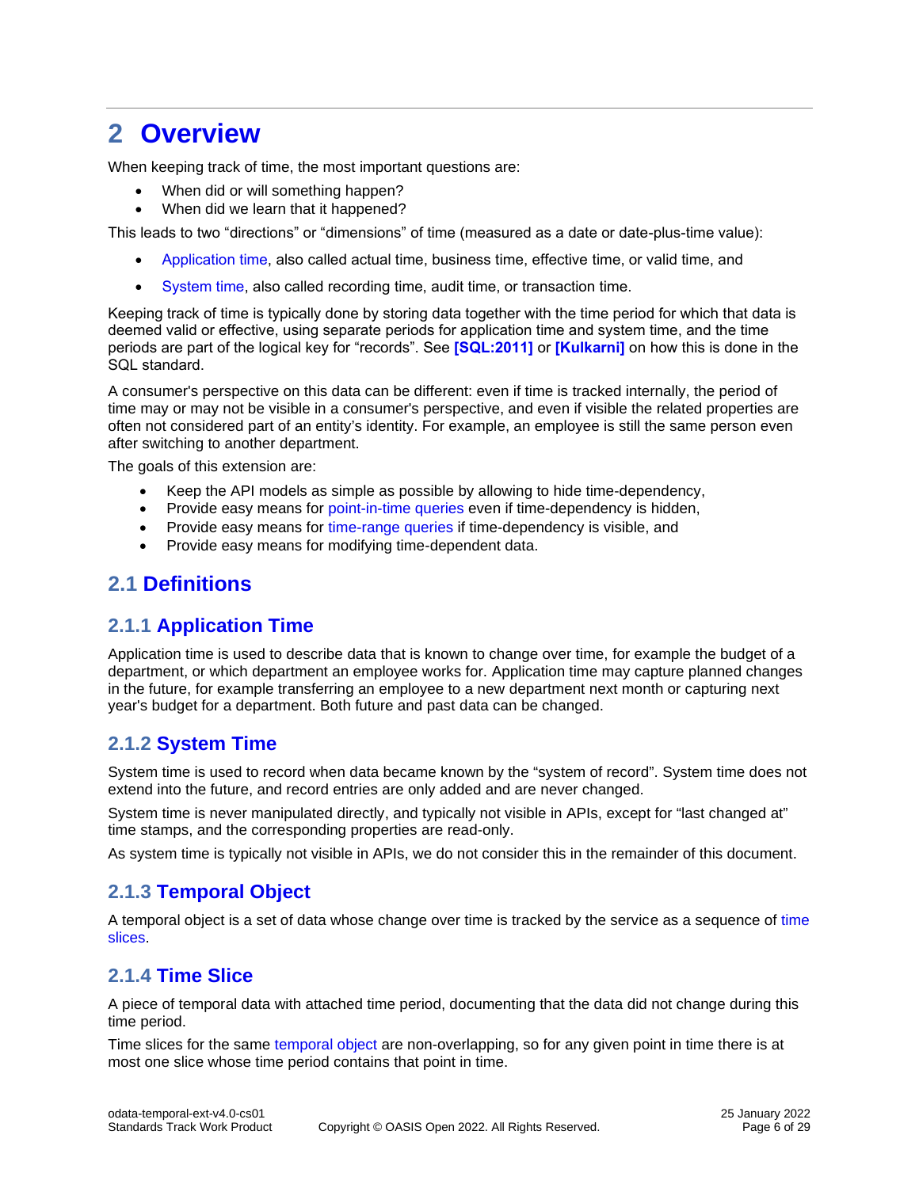# 2 Overview

When keeping track of time, the most important questions are:

- When did or will something happen?
- When did we learn that it happened?

This leads to two "directions" or "dimensions" of time (measured as a date or date-plus-time value):

- Application time, also called actual time, business time, effective time, or valid time, and
- System time, also called recording time, audit time, or transaction time.

Keeping track of time is typically done by storing data together with the time period for which that data is deemed valid or effective, using separate periods for application time and system time, and the time periods are part of the logical key for "records". See **[SQL:2011]** or **[Kulkarni]** on how this is done in the SQL standard.

A consumer's perspective on this data can be different: even if time is tracked internally, the period of time may or may not be visible in a consumer's perspective, and even if visible the related properties are often not considered part of an entity's identity. For example, an employee is still the same person even after switching to another department.

The goals of this extension are:

- Keep the API models as simple as possible by allowing to hide time-dependency,
- Provide easy means for point-in-time queries even if time-dependency is hidden,
- Provide easy means for time-range queries if time-dependency is visible, and
- Provide easy means for modifying time-dependent data.

## 2.1 Definitions

### 2.1.1 Application Time

Application time is used to describe data that is known to change over time, for example the budget of a department, or which department an employee works for. Application time may capture planned changes in the future, for example transferring an employee to a new department next month or capturing next year's budget for a department. Both future and past data can be changed.

### 2.1.2 System Time

System time is used to record when data became known by the "system of record". System time does not extend into the future, and record entries are only added and are never changed.

System time is never manipulated directly, and typically not visible in APIs, except for "last changed at" time stamps, and the corresponding properties are read-only.

As system time is typically not visible in APIs, we do not consider this in the remainder of this document.

### 2.1.3 Temporal Object

A temporal object is a set of data whose change over time is tracked by the service as a sequence of time slices.

### 2.1.4 Time Slice

A piece of temporal data with attached time period, documenting that the data did not change during this time period.

Time slices for the same temporal object are non-overlapping, so for any given point in time there is at most one slice whose time period contains that point in time.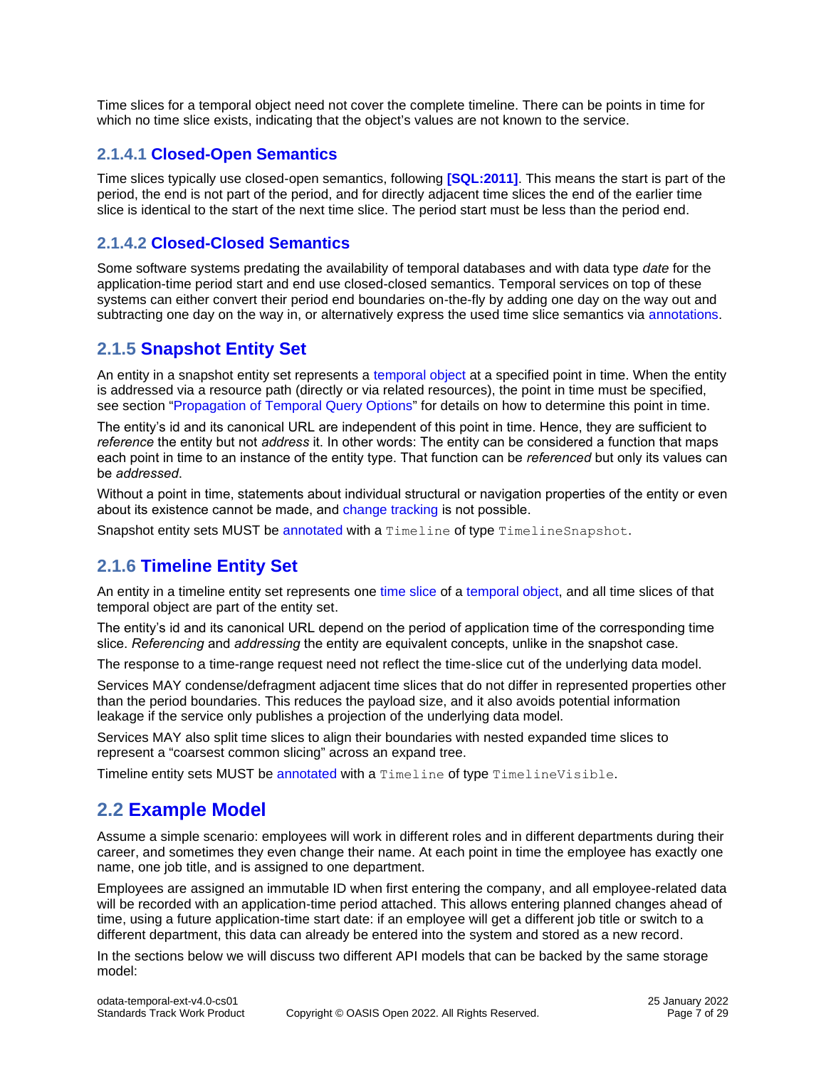Time slices for a temporal object need not cover the complete timeline. There can be points in time for which no time slice exists, indicating that the object's values are not known to the service.

#### 2.1.4.1 Closed-Open Semantics

Time slices typically use closed-open semantics, following **[SQL:2011]**. This means the start is part of the period, the end is not part of the period, and for directly adjacent time slices the end of the earlier time slice is identical to the start of the next time slice. The period start must be less than the period end.

#### 2.1.4.2 Closed-Closed Semantics

Some software systems predating the availability of temporal databases and with data type *date* for the application-time period start and end use closed-closed semantics. Temporal services on top of these systems can either convert their period end boundaries on-the-fly by adding one day on the way out and subtracting one day on the way in, or alternatively express the used time slice semantics via annotations.

### 2.1.5 Snapshot Entity Set

An entity in a snapshot entity set represents a temporal object at a specified point in time. When the entity is addressed via a resource path (directly or via related resources), the point in time must be specified, see section "Propagation of Temporal Query Options" for details on how to determine this point in time.

The entity's id and its canonical URL are independent of this point in time. Hence, they are sufficient to *reference* the entity but not *address* it. In other words: The entity can be considered a function that maps each point in time to an instance of the entity type. That function can be *referenced* but only its values can be *addressed*.

Without a point in time, statements about individual structural or navigation properties of the entity or even about its existence cannot be made, and change tracking is not possible.

Snapshot entity sets MUST be annotated with a `Timeline` of type `TimelineSnapshot`.

### 2.1.6 Timeline Entity Set

An entity in a timeline entity set represents one time slice of a temporal object, and all time slices of that temporal object are part of the entity set.

The entity's id and its canonical URL depend on the period of application time of the corresponding time slice. *Referencing* and *addressing* the entity are equivalent concepts, unlike in the snapshot case.

The response to a time-range request need not reflect the time-slice cut of the underlying data model.

Services MAY condense/defragment adjacent time slices that do not differ in represented properties other than the period boundaries. This reduces the payload size, and it also avoids potential information leakage if the service only publishes a projection of the underlying data model.

Services MAY also split time slices to align their boundaries with nested expanded time slices to represent a "coarsest common slicing" across an expand tree.

Timeline entity sets MUST be annotated with a `Timeline` of type `TimelineVisible`.

## 2.2 Example Model

Assume a simple scenario: employees will work in different roles and in different departments during their career, and sometimes they even change their name. At each point in time the employee has exactly one name, one job title, and is assigned to one department.

Employees are assigned an immutable ID when first entering the company, and all employee-related data will be recorded with an application-time period attached. This allows entering planned changes ahead of time, using a future application-time start date: if an employee will get a different job title or switch to a different department, this data can already be entered into the system and stored as a new record.

In the sections below we will discuss two different API models that can be backed by the same storage model: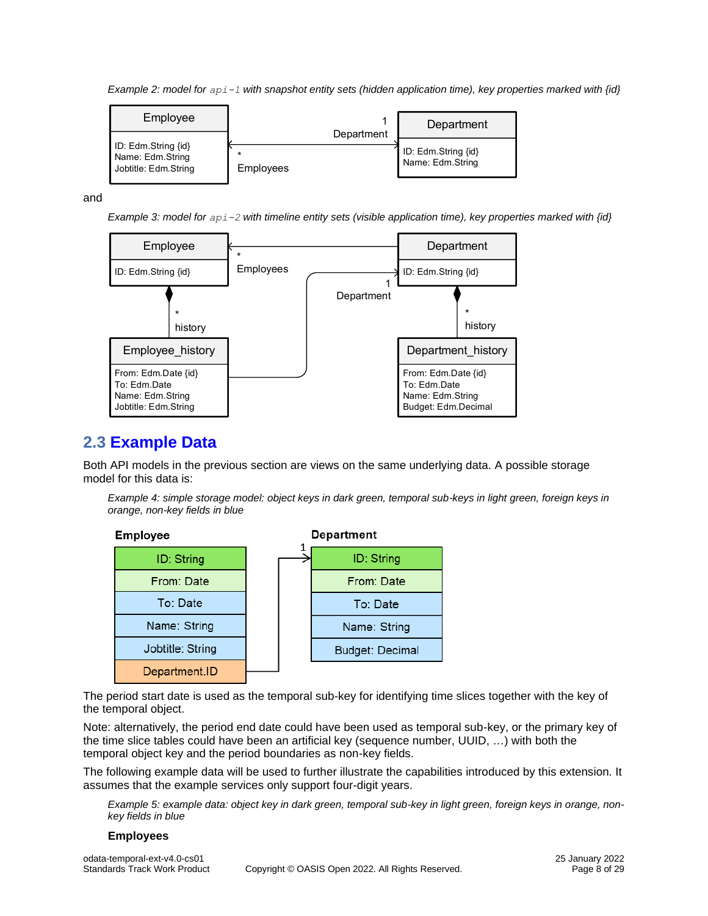*Example 2: model for `api-1` with snapshot entity sets (hidden application time), key properties marked with {id}*

Employee
ID: Edm.String {id}
Name: Edm.String
Jobtitle: Edm.String

Department
ID: Edm.String {id}
Name: Edm.String

and

*Example 3: model for `api-2` with timeline entity sets (visible application time), key properties marked with {id}*

Employee
ID: Edm.String {id}

Department
ID: Edm.String {id}

Employee_history
From: Edm.Date {id}
To: Edm.Date
Name: Edm.String
Jobtitle: Edm.String

Department_history
From: Edm.Date {id}
To: Edm.Date
Name: Edm.String
Budget: Edm.Decimal

## 2.3 Example Data

Both API models in the previous section are views on the same underlying data. A possible storage model for this data is:

*Example 4: simple storage model: object keys in dark green, temporal sub-keys in light green, foreign keys in orange, non-key fields in blue*

| Employee |
| --- |
| ID: String |
| From: Date |
| To: Date |
| Name: String |
| Jobtitle: String |
| Department.ID |

| Department |
| --- |
| ID: String |
| From: Date |
| To: Date |
| Name: String |
| Budget: Decimal |

The period start date is used as the temporal sub-key for identifying time slices together with the key of the temporal object.

Note: alternatively, the period end date could have been used as temporal sub-key, or the primary key of the time slice tables could have been an artificial key (sequence number, UUID, …) with both the temporal object key and the period boundaries as non-key fields.

The following example data will be used to further illustrate the capabilities introduced by this extension. It assumes that the example services only support four-digit years.

*Example 5: example data: object key in dark green, temporal sub-key in light green, foreign keys in orange, non-key fields in blue*

**Employees**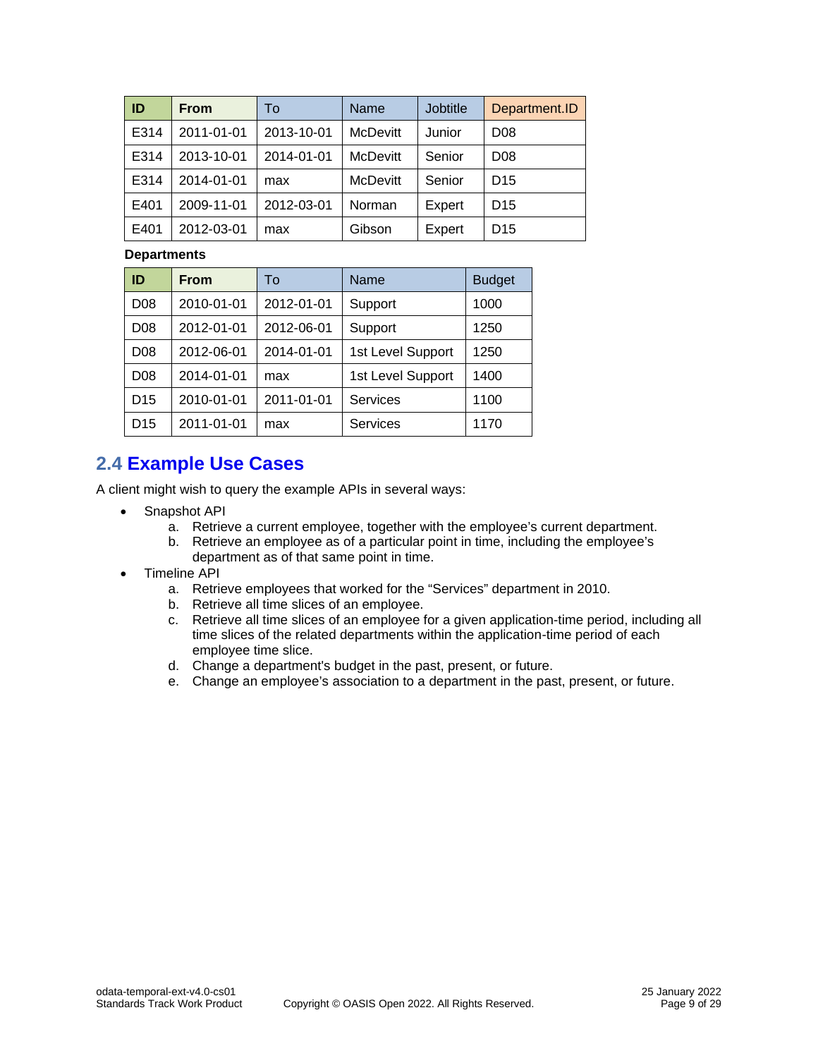| ID | From | To | Name | Jobtitle | Department.ID |
| --- | --- | --- | --- | --- | --- |
| E314 | 2011-01-01 | 2013-10-01 | McDevitt | Junior | D08 |
| E314 | 2013-10-01 | 2014-01-01 | McDevitt | Senior | D08 |
| E314 | 2014-01-01 | max | McDevitt | Senior | D15 |
| E401 | 2009-11-01 | 2012-03-01 | Norman | Expert | D15 |
| E401 | 2012-03-01 | max | Gibson | Expert | D15 |

**Departments**

| ID | From | To | Name | Budget |
| --- | --- | --- | --- | --- |
| D08 | 2010-01-01 | 2012-01-01 | Support | 1000 |
| D08 | 2012-01-01 | 2012-06-01 | Support | 1250 |
| D08 | 2012-06-01 | 2014-01-01 | 1st Level Support | 1250 |
| D08 | 2014-01-01 | max | 1st Level Support | 1400 |
| D15 | 2010-01-01 | 2011-01-01 | Services | 1100 |
| D15 | 2011-01-01 | max | Services | 1170 |

## 2.4 Example Use Cases

A client might wish to query the example APIs in several ways:

- Snapshot API
  a. Retrieve a current employee, together with the employee's current department.
  b. Retrieve an employee as of a particular point in time, including the employee's department as of that same point in time.
- Timeline API
  a. Retrieve employees that worked for the "Services" department in 2010.
  b. Retrieve all time slices of an employee.
  c. Retrieve all time slices of an employee for a given application-time period, including all time slices of the related departments within the application-time period of each employee time slice.
  d. Change a department's budget in the past, present, or future.
  e. Change an employee's association to a department in the past, present, or future.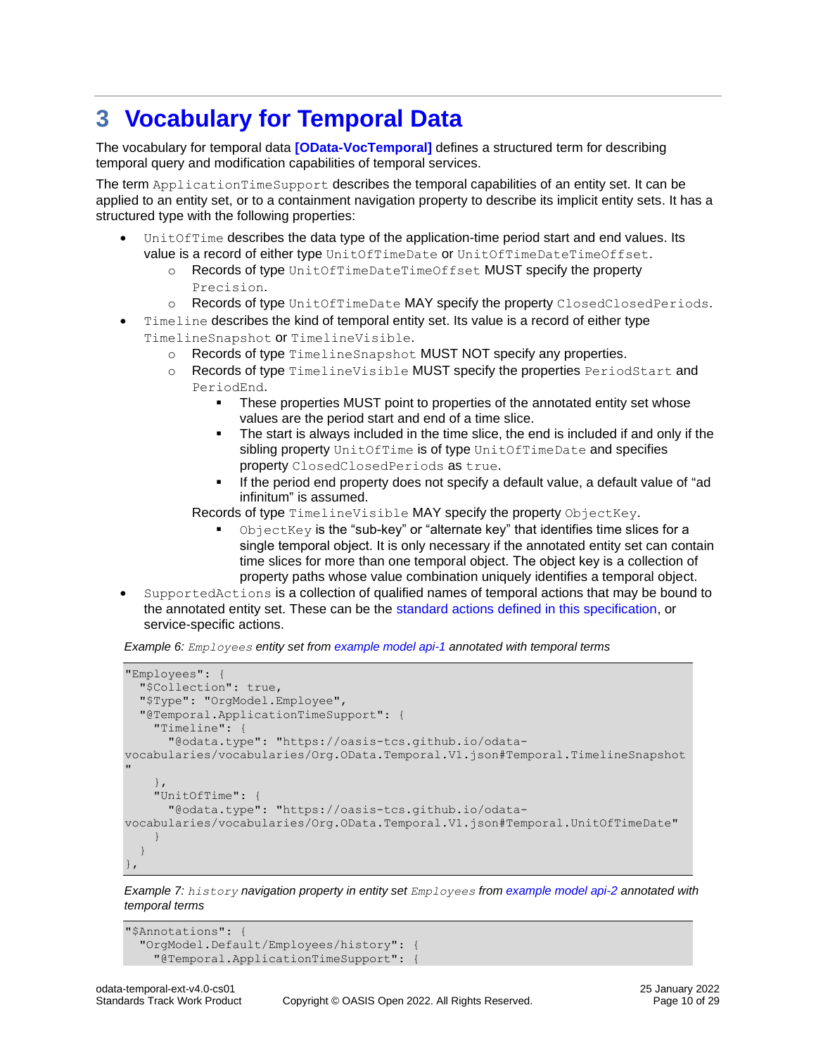# 3 Vocabulary for Temporal Data

The vocabulary for temporal data **[OData-VocTemporal]** defines a structured term for describing temporal query and modification capabilities of temporal services.

The term `ApplicationTimeSupport` describes the temporal capabilities of an entity set. It can be applied to an entity set, or to a containment navigation property to describe its implicit entity sets. It has a structured type with the following properties:

- `UnitOfTime` describes the data type of the application-time period start and end values. Its value is a record of either type `UnitOfTimeDate` or `UnitOfTimeDateTimeOffset`.
  - Records of type `UnitOfTimeDateTimeOffset` MUST specify the property `Precision`.
  - Records of type `UnitOfTimeDate` MAY specify the property `ClosedClosedPeriods`.
- `Timeline` describes the kind of temporal entity set. Its value is a record of either type `TimelineSnapshot` or `TimelineVisible`.
  - Records of type `TimelineSnapshot` MUST NOT specify any properties.
  - Records of type `TimelineVisible` MUST specify the properties `PeriodStart` and `PeriodEnd`.
    - These properties MUST point to properties of the annotated entity set whose values are the period start and end of a time slice.
    - The start is always included in the time slice, the end is included if and only if the sibling property `UnitOfTime` is of type `UnitOfTimeDate` and specifies property `ClosedClosedPeriods` as `true`.
    - If the period end property does not specify a default value, a default value of “ad infinitum” is assumed.

    Records of type `TimelineVisible` MAY specify the property `ObjectKey`.
    - `ObjectKey` is the “sub-key” or “alternate key” that identifies time slices for a single temporal object. It is only necessary if the annotated entity set can contain time slices for more than one temporal object. The object key is a collection of property paths whose value combination uniquely identifies a temporal object.
- `SupportedActions` is a collection of qualified names of temporal actions that may be bound to the annotated entity set. These can be the standard actions defined in this specification, or service-specific actions.

*Example 6: `Employees` entity set from example model api-1 annotated with temporal terms*

```
"Employees": {
  "$Collection": true,
  "$Type": "OrgModel.Employee",
  "@Temporal.ApplicationTimeSupport": {
    "Timeline": {
      "@odata.type": "https://oasis-tcs.github.io/odata-vocabularies/vocabularies/Org.OData.Temporal.V1.json#Temporal.TimelineSnapshot"
    },
    "UnitOfTime": {
      "@odata.type": "https://oasis-tcs.github.io/odata-vocabularies/vocabularies/Org.OData.Temporal.V1.json#Temporal.UnitOfTimeDate"
    }
  }
},
```

*Example 7: `history` navigation property in entity set `Employees` from example model api-2 annotated with temporal terms*

```
"$Annotations": {
  "OrgModel.Default/Employees/history": {
    "@Temporal.ApplicationTimeSupport": {
```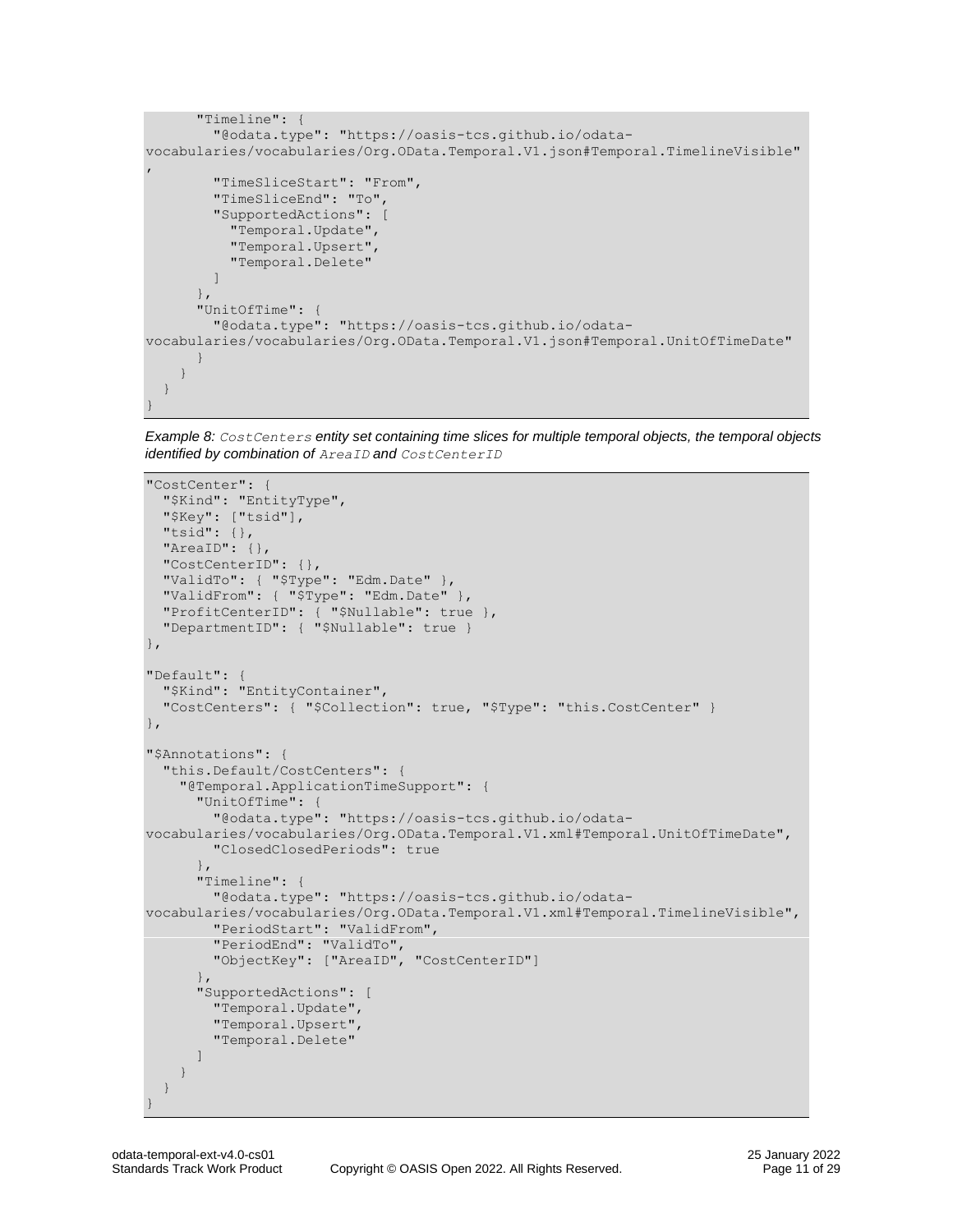```
      "Timeline": {
        "@odata.type": "https://oasis-tcs.github.io/odata-vocabularies/vocabularies/Org.OData.Temporal.V1.json#Temporal.TimelineVisible",
        "TimeSliceStart": "From",
        "TimeSliceEnd": "To",
        "SupportedActions": [
          "Temporal.Update",
          "Temporal.Upsert",
          "Temporal.Delete"
        ]
      },
      "UnitOfTime": {
        "@odata.type": "https://oasis-tcs.github.io/odata-vocabularies/vocabularies/Org.OData.Temporal.V1.json#Temporal.UnitOfTimeDate"
      }
    }
  }
}
```

*Example 8: `CostCenters` entity set containing time slices for multiple temporal objects, the temporal objects identified by combination of `AreaID` and `CostCenterID`*

```
"CostCenter": {
  "$Kind": "EntityType",
  "$Key": ["tsid"],
  "tsid": {},
  "AreaID": {},
  "CostCenterID": {},
  "ValidTo": { "$Type": "Edm.Date" },
  "ValidFrom": { "$Type": "Edm.Date" },
  "ProfitCenterID": { "$Nullable": true },
  "DepartmentID": { "$Nullable": true }
},

"Default": {
  "$Kind": "EntityContainer",
  "CostCenters": { "$Collection": true, "$Type": "this.CostCenter" }
},

"$Annotations": {
  "this.Default/CostCenters": {
    "@Temporal.ApplicationTimeSupport": {
      "UnitOfTime": {
        "@odata.type": "https://oasis-tcs.github.io/odata-vocabularies/vocabularies/Org.OData.Temporal.V1.xml#Temporal.UnitOfTimeDate",
        "ClosedClosedPeriods": true
      },
      "Timeline": {
        "@odata.type": "https://oasis-tcs.github.io/odata-vocabularies/vocabularies/Org.OData.Temporal.V1.xml#Temporal.TimelineVisible",
        "PeriodStart": "ValidFrom",
        "PeriodEnd": "ValidTo",
        "ObjectKey": ["AreaID", "CostCenterID"]
      },
      "SupportedActions": [
        "Temporal.Update",
        "Temporal.Upsert",
        "Temporal.Delete"
      ]
    }
  }
}
```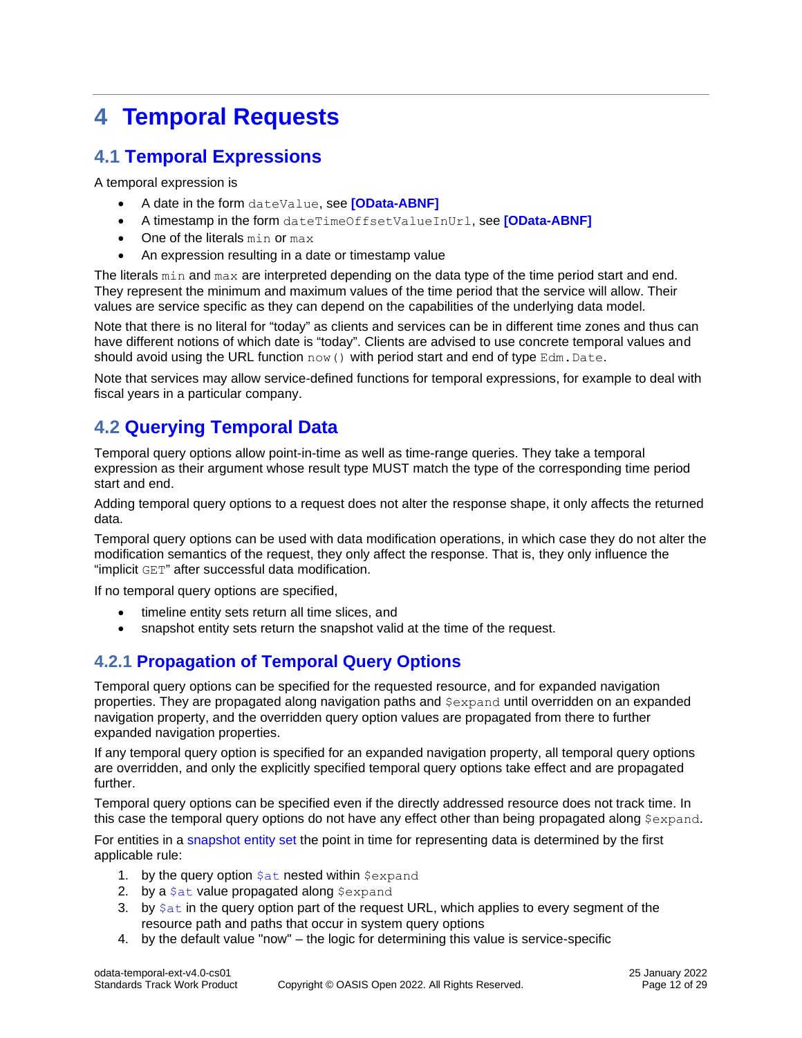# 4 Temporal Requests

## 4.1 Temporal Expressions

A temporal expression is

- A date in the form `dateValue`, see **[OData-ABNF]**
- A timestamp in the form `dateTimeOffsetValueInUrl`, see **[OData-ABNF]**
- One of the literals `min` or `max`
- An expression resulting in a date or timestamp value

The literals `min` and `max` are interpreted depending on the data type of the time period start and end. They represent the minimum and maximum values of the time period that the service will allow. Their values are service specific as they can depend on the capabilities of the underlying data model.

Note that there is no literal for "today" as clients and services can be in different time zones and thus can have different notions of which date is "today". Clients are advised to use concrete temporal values and should avoid using the URL function `now()` with period start and end of type `Edm.Date`.

Note that services may allow service-defined functions for temporal expressions, for example to deal with fiscal years in a particular company.

## 4.2 Querying Temporal Data

Temporal query options allow point-in-time as well as time-range queries. They take a temporal expression as their argument whose result type MUST match the type of the corresponding time period start and end.

Adding temporal query options to a request does not alter the response shape, it only affects the returned data.

Temporal query options can be used with data modification operations, in which case they do not alter the modification semantics of the request, they only affect the response. That is, they only influence the "implicit `GET`" after successful data modification.

If no temporal query options are specified,

- timeline entity sets return all time slices, and
- snapshot entity sets return the snapshot valid at the time of the request.

### 4.2.1 Propagation of Temporal Query Options

Temporal query options can be specified for the requested resource, and for expanded navigation properties. They are propagated along navigation paths and `$expand` until overridden on an expanded navigation property, and the overridden query option values are propagated from there to further expanded navigation properties.

If any temporal query option is specified for an expanded navigation property, all temporal query options are overridden, and only the explicitly specified temporal query options take effect and are propagated further.

Temporal query options can be specified even if the directly addressed resource does not track time. In this case the temporal query options do not have any effect other than being propagated along `$expand`.

For entities in a snapshot entity set the point in time for representing data is determined by the first applicable rule:

1. by the query option `$at` nested within `$expand`
2. by a `$at` value propagated along `$expand`
3. by `$at` in the query option part of the request URL, which applies to every segment of the resource path and paths that occur in system query options
4. by the default value "now" – the logic for determining this value is service-specific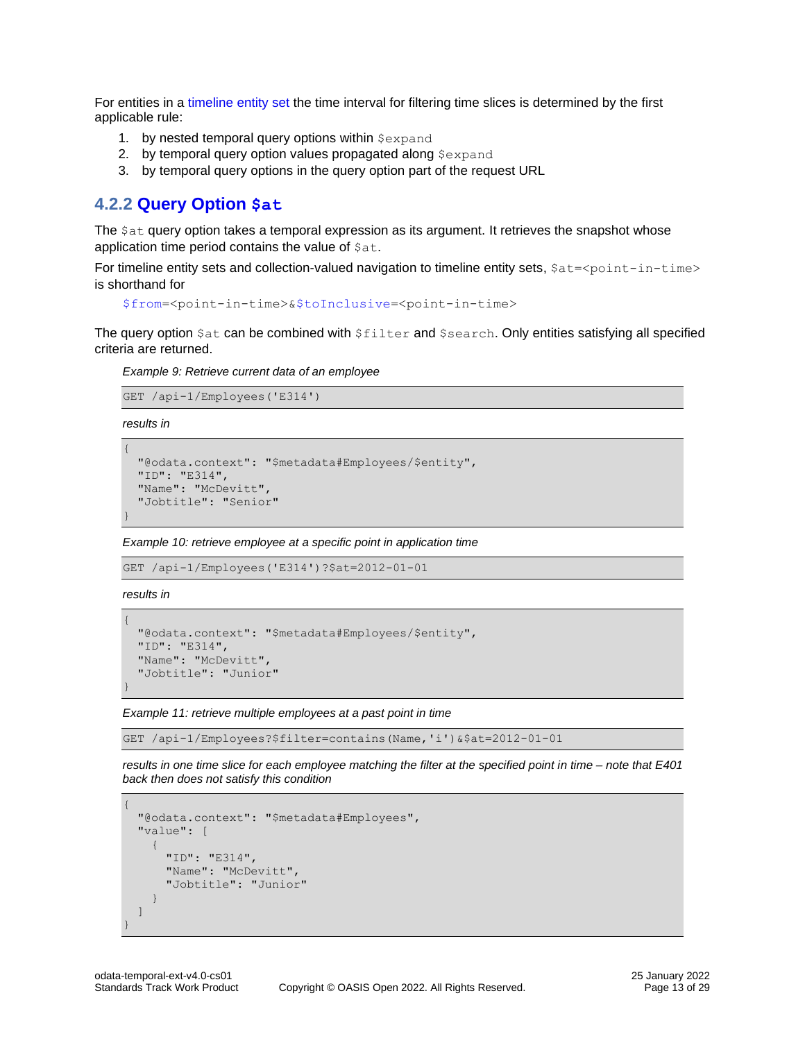For entities in a timeline entity set the time interval for filtering time slices is determined by the first applicable rule:

1. by nested temporal query options within `$expand`
2. by temporal query option values propagated along `$expand`
3. by temporal query options in the query option part of the request URL

### 4.2.2 Query Option `$at`

The `$at` query option takes a temporal expression as its argument. It retrieves the snapshot whose application time period contains the value of `$at`.

For timeline entity sets and collection-valued navigation to timeline entity sets, `$at=<point-in-time>` is shorthand for

```
$from=<point-in-time>&$toInclusive=<point-in-time>
```

The query option `$at` can be combined with `$filter` and `$search`. Only entities satisfying all specified criteria are returned.

*Example 9: Retrieve current data of an employee*

```
GET /api-1/Employees('E314')
```

*results in*

```
{
  "@odata.context": "$metadata#Employees/$entity",
  "ID": "E314",
  "Name": "McDevitt",
  "Jobtitle": "Senior"
}
```

*Example 10: retrieve employee at a specific point in application time*

```
GET /api-1/Employees('E314')?$at=2012-01-01
```

*results in*

```
{
  "@odata.context": "$metadata#Employees/$entity",
  "ID": "E314",
  "Name": "McDevitt",
  "Jobtitle": "Junior"
}
```

*Example 11: retrieve multiple employees at a past point in time*

```
GET /api-1/Employees?$filter=contains(Name,'i')&$at=2012-01-01
```

*results in one time slice for each employee matching the filter at the specified point in time – note that E401 back then does not satisfy this condition*

```
{
  "@odata.context": "$metadata#Employees",
  "value": [
    {
      "ID": "E314",
      "Name": "McDevitt",
      "Jobtitle": "Junior"
    }
  ]
}
```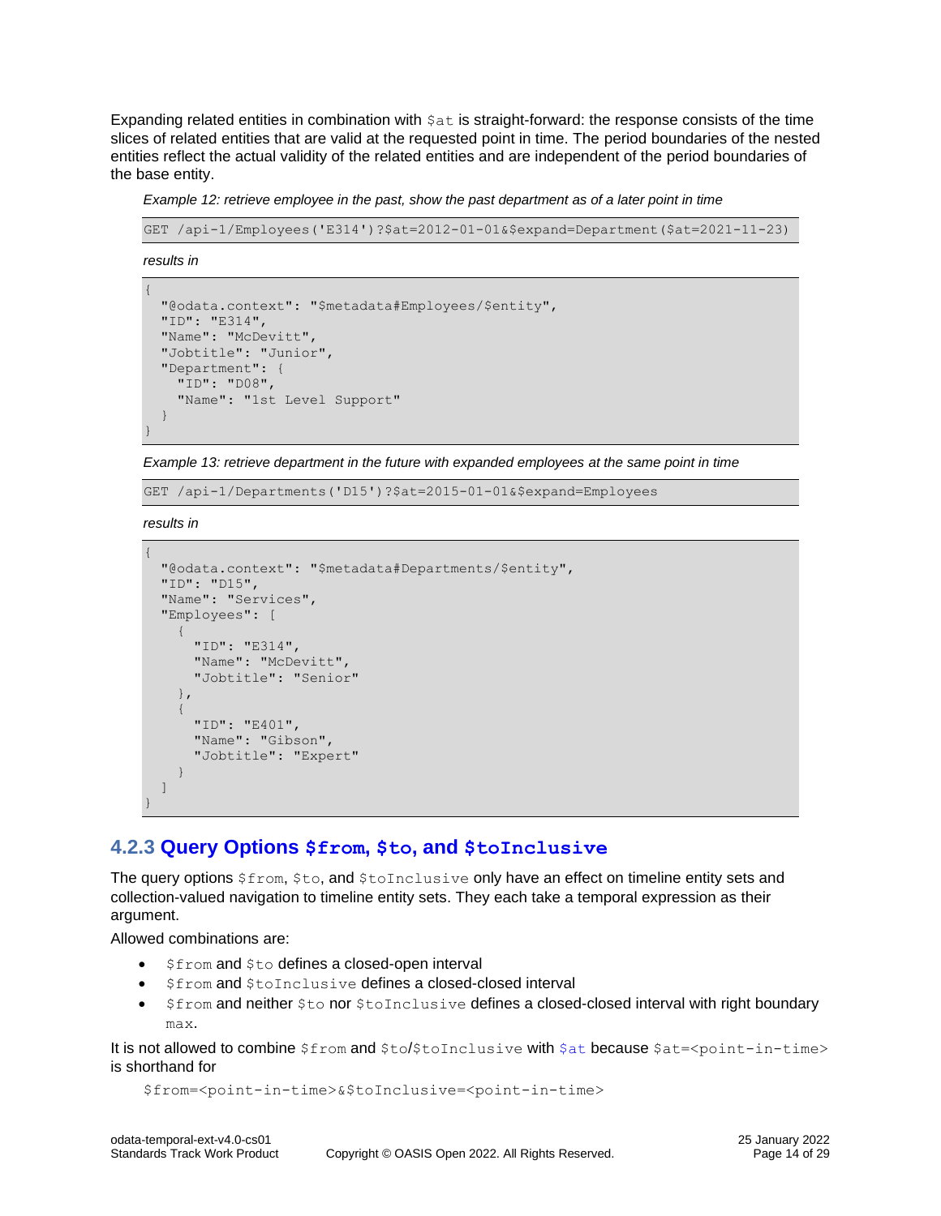Expanding related entities in combination with `$at` is straight-forward: the response consists of the time slices of related entities that are valid at the requested point in time. The period boundaries of the nested entities reflect the actual validity of the related entities and are independent of the period boundaries of the base entity.

*Example 12: retrieve employee in the past, show the past department as of a later point in time*

```
GET /api-1/Employees('E314')?$at=2012-01-01&$expand=Department($at=2021-11-23)
```

*results in*

```
{
  "@odata.context": "$metadata#Employees/$entity",
  "ID": "E314",
  "Name": "McDevitt",
  "Jobtitle": "Junior",
  "Department": {
    "ID": "D08",
    "Name": "1st Level Support"
  }
}
```

*Example 13: retrieve department in the future with expanded employees at the same point in time*

```
GET /api-1/Departments('D15')?$at=2015-01-01&$expand=Employees
```

*results in*

```
{
  "@odata.context": "$metadata#Departments/$entity",
  "ID": "D15",
  "Name": "Services",
  "Employees": [
    {
      "ID": "E314",
      "Name": "McDevitt",
      "Jobtitle": "Senior"
    },
    {
      "ID": "E401",
      "Name": "Gibson",
      "Jobtitle": "Expert"
    }
  ]
}
```

### 4.2.3 Query Options `$from`, `$to`, and `$toInclusive`

The query options `$from`, `$to`, and `$toInclusive` only have an effect on timeline entity sets and collection-valued navigation to timeline entity sets. They each take a temporal expression as their argument.

Allowed combinations are:

- `$from` and `$to` defines a closed-open interval
- `$from` and `$toInclusive` defines a closed-closed interval
- `$from` and neither `$to` nor `$toInclusive` defines a closed-closed interval with right boundary `max`.

It is not allowed to combine `$from` and `$to`/`$toInclusive` with `$at` because `$at=<point-in-time>` is shorthand for

```
$from=<point-in-time>&$toInclusive=<point-in-time>
```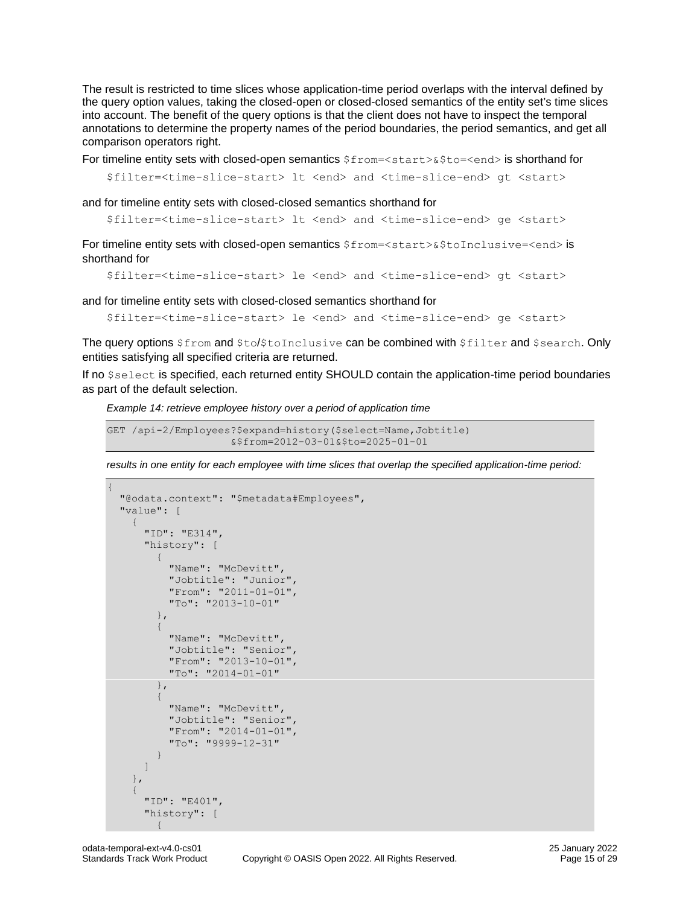The result is restricted to time slices whose application-time period overlaps with the interval defined by the query option values, taking the closed-open or closed-closed semantics of the entity set's time slices into account. The benefit of the query options is that the client does not have to inspect the temporal annotations to determine the property names of the period boundaries, the period semantics, and get all comparison operators right.

For timeline entity sets with closed-open semantics `$from=<start>&$to=<end>` is shorthand for

```
$filter=<time-slice-start> lt <end> and <time-slice-end> gt <start>
```

and for timeline entity sets with closed-closed semantics shorthand for

```
$filter=<time-slice-start> lt <end> and <time-slice-end> ge <start>
```

For timeline entity sets with closed-open semantics `$from=<start>&$toInclusive=<end>` is shorthand for

```
$filter=<time-slice-start> le <end> and <time-slice-end> gt <start>
```

and for timeline entity sets with closed-closed semantics shorthand for

```
$filter=<time-slice-start> le <end> and <time-slice-end> ge <start>
```

The query options `$from` and `$to`/`$toInclusive` can be combined with `$filter` and `$search`. Only entities satisfying all specified criteria are returned.

If no `$select` is specified, each returned entity SHOULD contain the application-time period boundaries as part of the default selection.

*Example 14: retrieve employee history over a period of application time*

```
GET /api-2/Employees?$expand=history($select=Name,Jobtitle)
                    &$from=2012-03-01&$to=2025-01-01
```

*results in one entity for each employee with time slices that overlap the specified application-time period:*

```
{
  "@odata.context": "$metadata#Employees",
  "value": [
    {
      "ID": "E314",
      "history": [
        {
          "Name": "McDevitt",
          "Jobtitle": "Junior",
          "From": "2011-01-01",
          "To": "2013-10-01"
        },
        {
          "Name": "McDevitt",
          "Jobtitle": "Senior",
          "From": "2013-10-01",
          "To": "2014-01-01"
        },
        {
          "Name": "McDevitt",
          "Jobtitle": "Senior",
          "From": "2014-01-01",
          "To": "9999-12-31"
        }
      ]
    },
    {
      "ID": "E401",
      "history": [
        {
```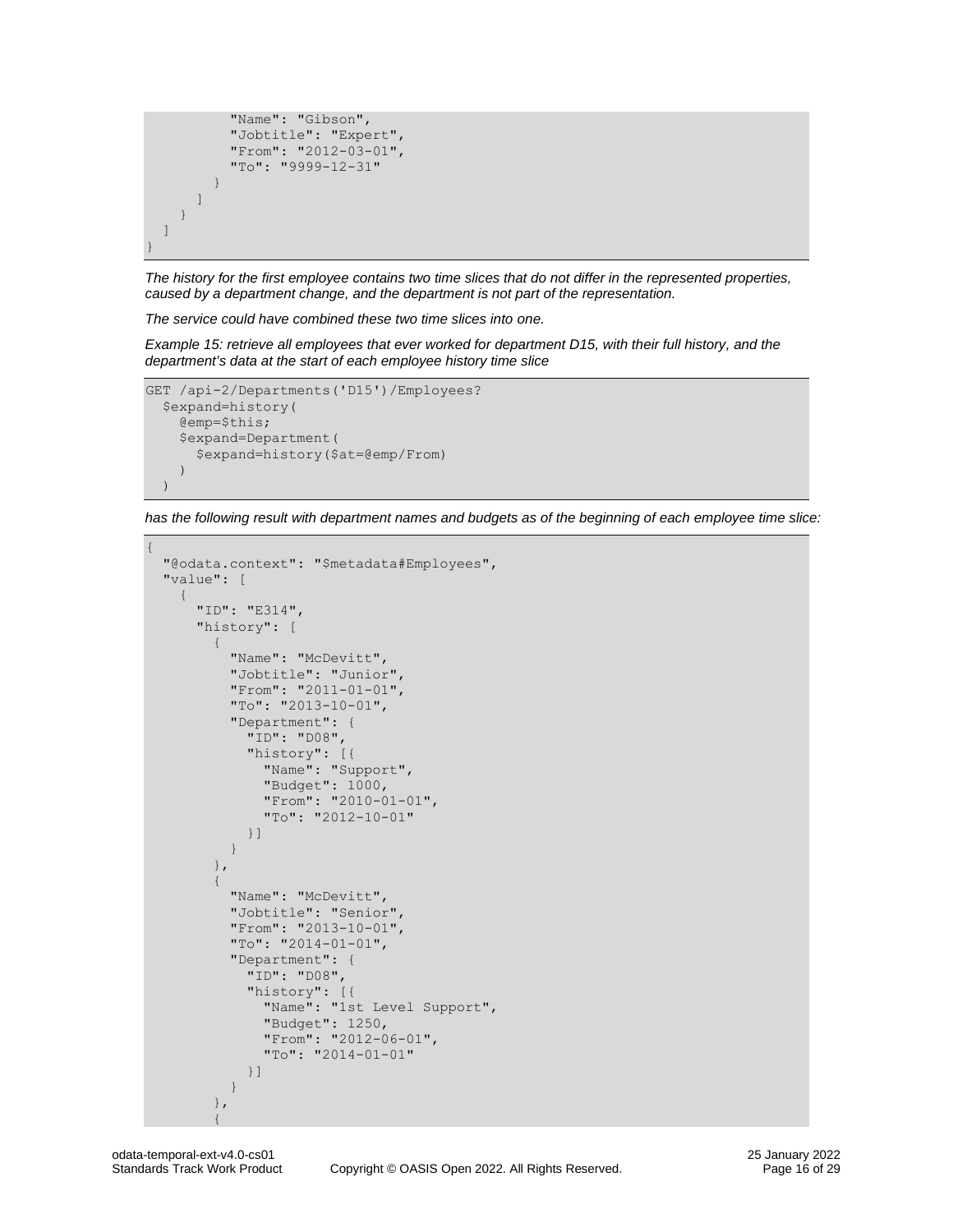```
          "Name": "Gibson",
          "Jobtitle": "Expert",
          "From": "2012-03-01",
          "To": "9999-12-31"
        }
      ]
    }
  ]
}
```

*The history for the first employee contains two time slices that do not differ in the represented properties, caused by a department change, and the department is not part of the representation.*

*The service could have combined these two time slices into one.*

*Example 15: retrieve all employees that ever worked for department D15, with their full history, and the department's data at the start of each employee history time slice*

```
GET /api-2/Departments('D15')/Employees?
  $expand=history(
    @emp=$this;
    $expand=Department(
      $expand=history($at=@emp/From)
    )
  )
```

*has the following result with department names and budgets as of the beginning of each employee time slice:*

```
{
  "@odata.context": "$metadata#Employees",
  "value": [
    {
      "ID": "E314",
      "history": [
        {
          "Name": "McDevitt",
          "Jobtitle": "Junior",
          "From": "2011-01-01",
          "To": "2013-10-01",
          "Department": {
            "ID": "D08",
            "history": [{
              "Name": "Support",
              "Budget": 1000,
              "From": "2010-01-01",
              "To": "2012-10-01"
            }]
          }
        },
        {
          "Name": "McDevitt",
          "Jobtitle": "Senior",
          "From": "2013-10-01",
          "To": "2014-01-01",
          "Department": {
            "ID": "D08",
            "history": [{
              "Name": "1st Level Support",
              "Budget": 1250,
              "From": "2012-06-01",
              "To": "2014-01-01"
            }]
          }
        },
        {
```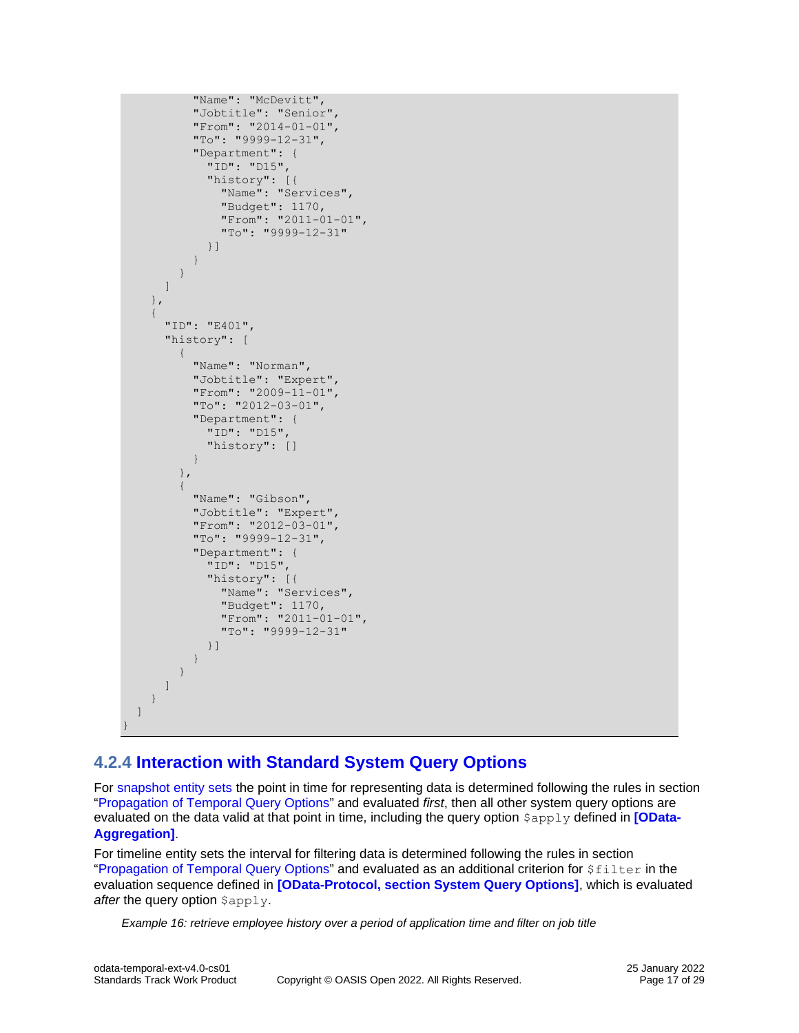```
        "Name": "McDevitt",
        "Jobtitle": "Senior",
        "From": "2014-01-01",
        "To": "9999-12-31",
        "Department": {
          "ID": "D15",
          "history": [{
            "Name": "Services",
            "Budget": 1170,
            "From": "2011-01-01",
            "To": "9999-12-31"
          }]
        }
      }
    ]
  },
  {
    "ID": "E401",
    "history": [
      {
        "Name": "Norman",
        "Jobtitle": "Expert",
        "From": "2009-11-01",
        "To": "2012-03-01",
        "Department": {
          "ID": "D15",
          "history": []
        }
      },
      {
        "Name": "Gibson",
        "Jobtitle": "Expert",
        "From": "2012-03-01",
        "To": "9999-12-31",
        "Department": {
          "ID": "D15",
          "history": [{
            "Name": "Services",
            "Budget": 1170,
            "From": "2011-01-01",
            "To": "9999-12-31"
          }]
        }
      }
    ]
  }
 ]
}
```

### 4.2.4 Interaction with Standard System Query Options

For snapshot entity sets the point in time for representing data is determined following the rules in section "Propagation of Temporal Query Options" and evaluated *first*, then all other system query options are evaluated on the data valid at that point in time, including the query option `$apply` defined in **[OData-Aggregation]**.

For timeline entity sets the interval for filtering data is determined following the rules in section "Propagation of Temporal Query Options" and evaluated as an additional criterion for `$filter` in the evaluation sequence defined in **[OData-Protocol, section System Query Options]**, which is evaluated *after* the query option `$apply`.

*Example 16: retrieve employee history over a period of application time and filter on job title*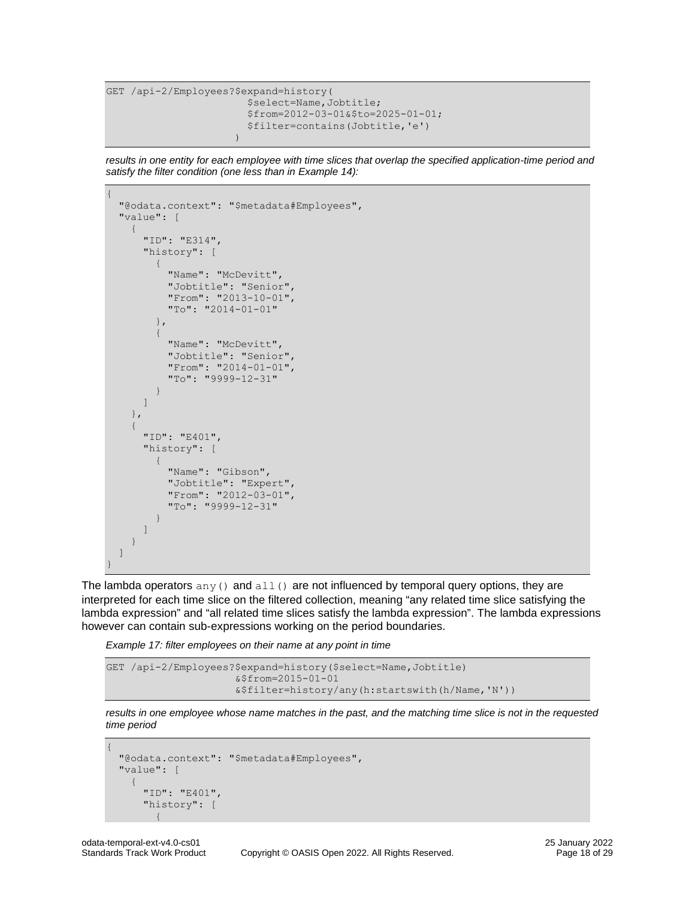```
GET /api-2/Employees?$expand=history(
                        $select=Name,Jobtitle;
                        $from=2012-03-01&$to=2025-01-01;
                        $filter=contains(Jobtitle,'e')
                      )
```

*results in one entity for each employee with time slices that overlap the specified application-time period and satisfy the filter condition (one less than in Example 14):*

```
{
  "@odata.context": "$metadata#Employees",
  "value": [
    {
      "ID": "E314",
      "history": [
        {
          "Name": "McDevitt",
          "Jobtitle": "Senior",
          "From": "2013-10-01",
          "To": "2014-01-01"
        },
        {
          "Name": "McDevitt",
          "Jobtitle": "Senior",
          "From": "2014-01-01",
          "To": "9999-12-31"
        }
      ]
    },
    {
      "ID": "E401",
      "history": [
        {
          "Name": "Gibson",
          "Jobtitle": "Expert",
          "From": "2012-03-01",
          "To": "9999-12-31"
        }
      ]
    }
  ]
}
```

The lambda operators `any()` and `all()` are not influenced by temporal query options, they are interpreted for each time slice on the filtered collection, meaning "any related time slice satisfying the lambda expression" and "all related time slices satisfy the lambda expression". The lambda expressions however can contain sub-expressions working on the period boundaries.

*Example 17: filter employees on their name at any point in time*

```
GET /api-2/Employees?$expand=history($select=Name,Jobtitle)
                    &$from=2015-01-01
                    &$filter=history/any(h:startswith(h/Name,'N'))
```

*results in one employee whose name matches in the past, and the matching time slice is not in the requested time period*

```
{
  "@odata.context": "$metadata#Employees",
  "value": [
    {
      "ID": "E401",
      "history": [
        {
```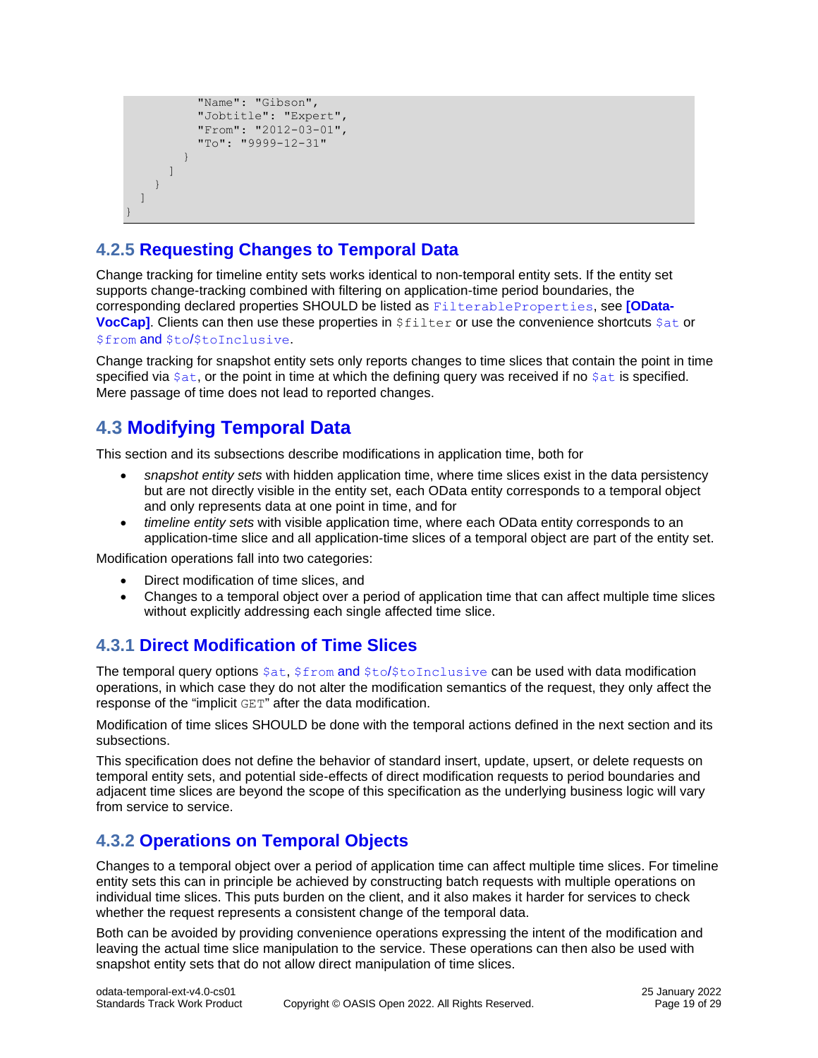```
          "Name": "Gibson",
          "Jobtitle": "Expert",
          "From": "2012-03-01",
          "To": "9999-12-31"
        }
      ]
    }
  ]
}
```

### 4.2.5 Requesting Changes to Temporal Data

Change tracking for timeline entity sets works identical to non-temporal entity sets. If the entity set supports change-tracking combined with filtering on application-time period boundaries, the corresponding declared properties SHOULD be listed as `FilterableProperties`, see **[OData-VocCap]**. Clients can then use these properties in `$filter` or use the convenience shortcuts `$at` or `$from` and `$to`/`$toInclusive`.

Change tracking for snapshot entity sets only reports changes to time slices that contain the point in time specified via `$at`, or the point in time at which the defining query was received if no `$at` is specified. Mere passage of time does not lead to reported changes.

## 4.3 Modifying Temporal Data

This section and its subsections describe modifications in application time, both for

- *snapshot entity sets* with hidden application time, where time slices exist in the data persistency but are not directly visible in the entity set, each OData entity corresponds to a temporal object and only represents data at one point in time, and for
- *timeline entity sets* with visible application time, where each OData entity corresponds to an application-time slice and all application-time slices of a temporal object are part of the entity set.

Modification operations fall into two categories:

- Direct modification of time slices, and
- Changes to a temporal object over a period of application time that can affect multiple time slices without explicitly addressing each single affected time slice.

### 4.3.1 Direct Modification of Time Slices

The temporal query options `$at`, `$from` and `$to`/`$toInclusive` can be used with data modification operations, in which case they do not alter the modification semantics of the request, they only affect the response of the "implicit `GET`" after the data modification.

Modification of time slices SHOULD be done with the temporal actions defined in the next section and its subsections.

This specification does not define the behavior of standard insert, update, upsert, or delete requests on temporal entity sets, and potential side-effects of direct modification requests to period boundaries and adjacent time slices are beyond the scope of this specification as the underlying business logic will vary from service to service.

### 4.3.2 Operations on Temporal Objects

Changes to a temporal object over a period of application time can affect multiple time slices. For timeline entity sets this can in principle be achieved by constructing batch requests with multiple operations on individual time slices. This puts burden on the client, and it also makes it harder for services to check whether the request represents a consistent change of the temporal data.

Both can be avoided by providing convenience operations expressing the intent of the modification and leaving the actual time slice manipulation to the service. These operations can then also be used with snapshot entity sets that do not allow direct manipulation of time slices.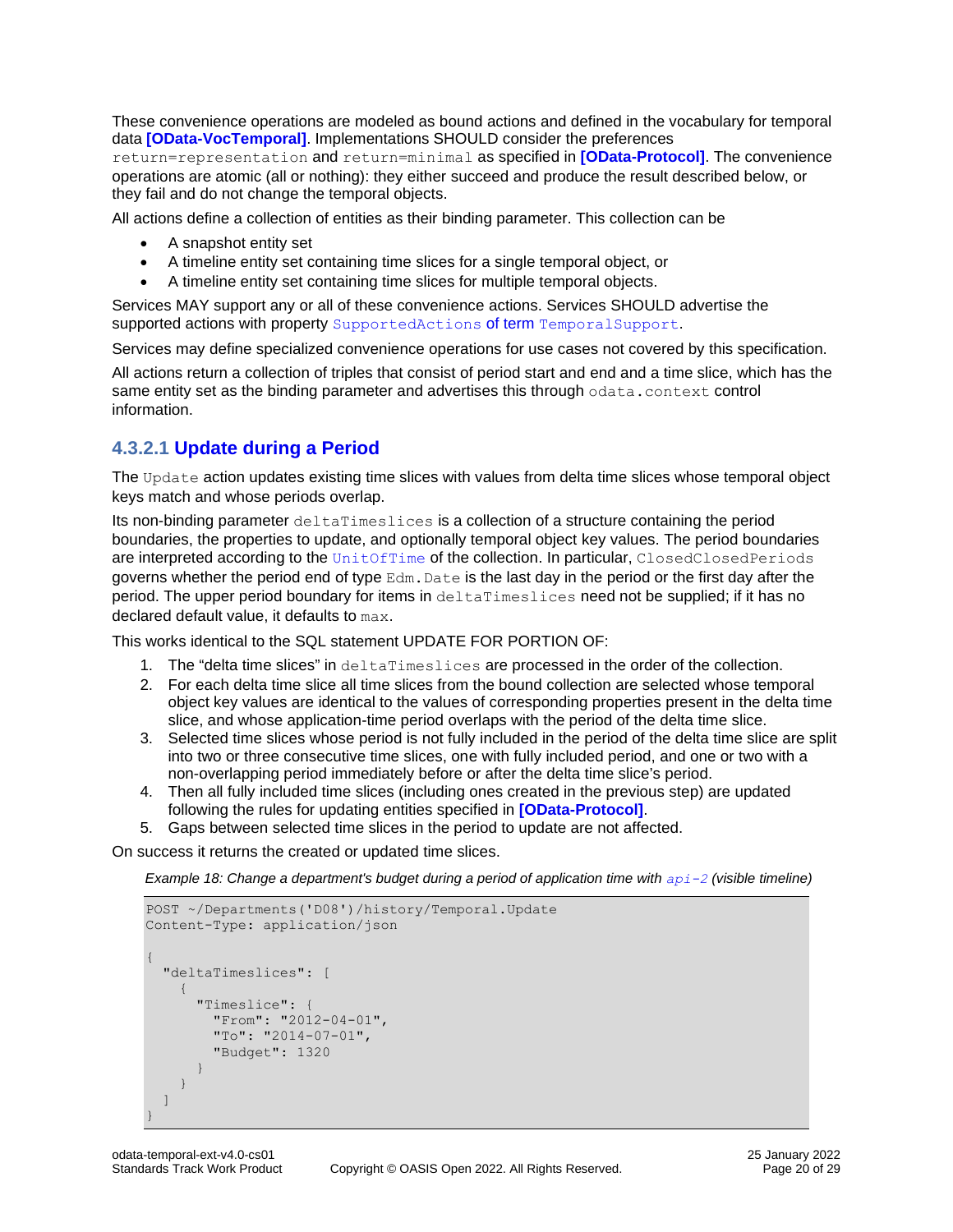These convenience operations are modeled as bound actions and defined in the vocabulary for temporal data **[OData-VocTemporal]**. Implementations SHOULD consider the preferences `return=representation` and `return=minimal` as specified in **[OData-Protocol]**. The convenience operations are atomic (all or nothing): they either succeed and produce the result described below, or they fail and do not change the temporal objects.

All actions define a collection of entities as their binding parameter. This collection can be

- A snapshot entity set
- A timeline entity set containing time slices for a single temporal object, or
- A timeline entity set containing time slices for multiple temporal objects.

Services MAY support any or all of these convenience actions. Services SHOULD advertise the supported actions with property `SupportedActions` of term `TemporalSupport`.

Services may define specialized convenience operations for use cases not covered by this specification.

All actions return a collection of triples that consist of period start and end and a time slice, which has the same entity set as the binding parameter and advertises this through `odata.context` control information.

#### 4.3.2.1 Update during a Period

The `Update` action updates existing time slices with values from delta time slices whose temporal object keys match and whose periods overlap.

Its non-binding parameter `deltaTimeslices` is a collection of a structure containing the period boundaries, the properties to update, and optionally temporal object key values. The period boundaries are interpreted according to the `UnitOfTime` of the collection. In particular, `ClosedClosedPeriods` governs whether the period end of type `Edm.Date` is the last day in the period or the first day after the period. The upper period boundary for items in `deltaTimeslices` need not be supplied; if it has no declared default value, it defaults to `max`.

This works identical to the SQL statement UPDATE FOR PORTION OF:

1. The “delta time slices” in `deltaTimeslices` are processed in the order of the collection.
2. For each delta time slice all time slices from the bound collection are selected whose temporal object key values are identical to the values of corresponding properties present in the delta time slice, and whose application-time period overlaps with the period of the delta time slice.
3. Selected time slices whose period is not fully included in the period of the delta time slice are split into two or three consecutive time slices, one with fully included period, and one or two with a non-overlapping period immediately before or after the delta time slice’s period.
4. Then all fully included time slices (including ones created in the previous step) are updated following the rules for updating entities specified in **[OData-Protocol]**.
5. Gaps between selected time slices in the period to update are not affected.

On success it returns the created or updated time slices.

*Example 18: Change a department's budget during a period of application time with `api-2` (visible timeline)*

```
POST ~/Departments('D08')/history/Temporal.Update
Content-Type: application/json

{
  "deltaTimeslices": [
    {
      "Timeslice": {
        "From": "2012-04-01",
        "To": "2014-07-01",
        "Budget": 1320
      }
    }
  ]
}
```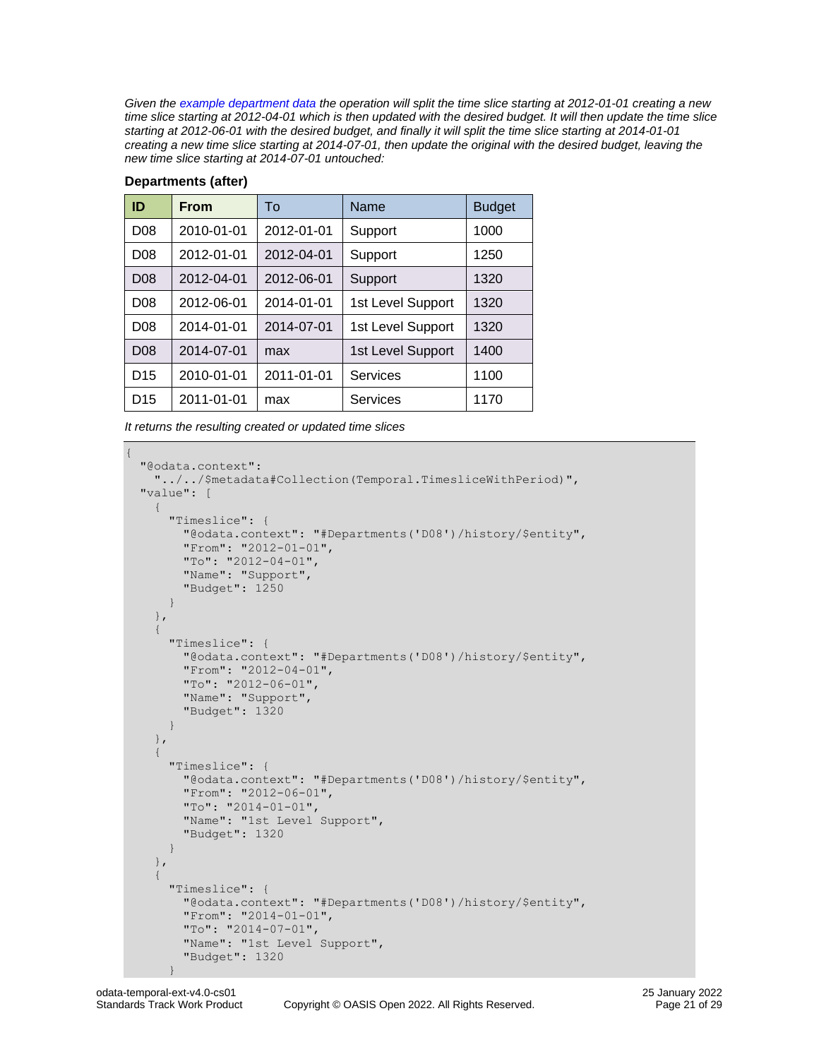*Given the example department data the operation will split the time slice starting at 2012-01-01 creating a new time slice starting at 2012-04-01 which is then updated with the desired budget. It will then update the time slice starting at 2012-06-01 with the desired budget, and finally it will split the time slice starting at 2014-01-01 creating a new time slice starting at 2014-07-01, then update the original with the desired budget, leaving the new time slice starting at 2014-07-01 untouched:*

**Departments (after)**

| ID | From | To | Name | Budget |
|---|---|---|---|---|
| D08 | 2010-01-01 | 2012-01-01 | Support | 1000 |
| D08 | 2012-01-01 | 2012-04-01 | Support | 1250 |
| D08 | 2012-04-01 | 2012-06-01 | Support | 1320 |
| D08 | 2012-06-01 | 2014-01-01 | 1st Level Support | 1320 |
| D08 | 2014-01-01 | 2014-07-01 | 1st Level Support | 1320 |
| D08 | 2014-07-01 | max | 1st Level Support | 1400 |
| D15 | 2010-01-01 | 2011-01-01 | Services | 1100 |
| D15 | 2011-01-01 | max | Services | 1170 |

*It returns the resulting created or updated time slices*

```
{
  "@odata.context":
    "../../$metadata#Collection(Temporal.TimesliceWithPeriod)",
  "value": [
    {
      "Timeslice": {
        "@odata.context": "#Departments('D08')/history/$entity",
        "From": "2012-01-01",
        "To": "2012-04-01",
        "Name": "Support",
        "Budget": 1250
      }
    },
    {
      "Timeslice": {
        "@odata.context": "#Departments('D08')/history/$entity",
        "From": "2012-04-01",
        "To": "2012-06-01",
        "Name": "Support",
        "Budget": 1320
      }
    },
    {
      "Timeslice": {
        "@odata.context": "#Departments('D08')/history/$entity",
        "From": "2012-06-01",
        "To": "2014-01-01",
        "Name": "1st Level Support",
        "Budget": 1320
      }
    },
    {
      "Timeslice": {
        "@odata.context": "#Departments('D08')/history/$entity",
        "From": "2014-01-01",
        "To": "2014-07-01",
        "Name": "1st Level Support",
        "Budget": 1320
      }
```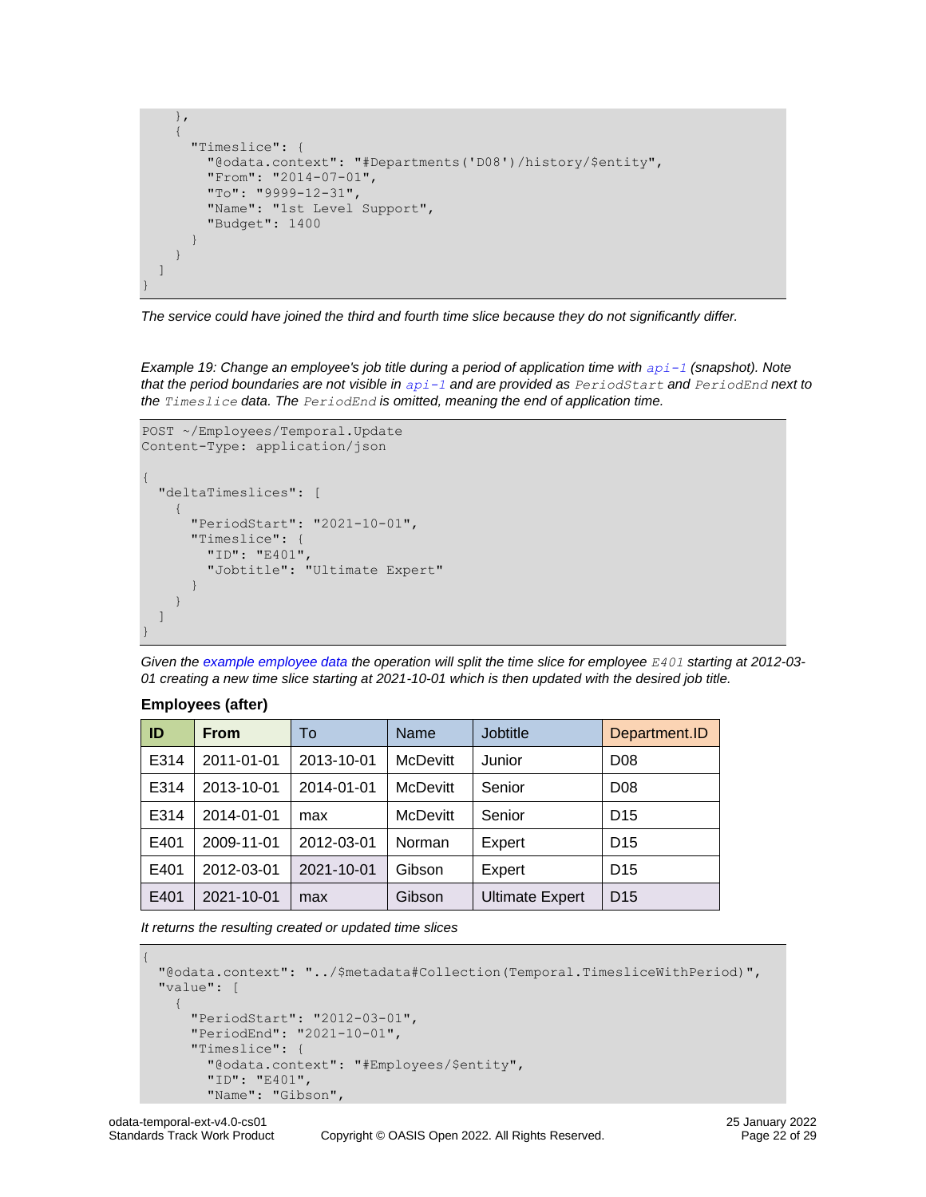```
    },
    {
      "Timeslice": {
        "@odata.context": "#Departments('D08')/history/$entity",
        "From": "2014-07-01",
        "To": "9999-12-31",
        "Name": "1st Level Support",
        "Budget": 1400
      }
    }
  ]
}
```

*The service could have joined the third and fourth time slice because they do not significantly differ.*

*Example 19: Change an employee's job title during a period of application time with `api-1` (snapshot). Note that the period boundaries are not visible in `api-1` and are provided as `PeriodStart` and `PeriodEnd` next to the `Timeslice` data. The `PeriodEnd` is omitted, meaning the end of application time.*

```
POST ~/Employees/Temporal.Update
Content-Type: application/json

{
  "deltaTimeslices": [
    {
      "PeriodStart": "2021-10-01",
      "Timeslice": {
        "ID": "E401",
        "Jobtitle": "Ultimate Expert"
      }
    }
  ]
}
```

*Given the example employee data the operation will split the time slice for employee `E401` starting at 2012-03-01 creating a new time slice starting at 2021-10-01 which is then updated with the desired job title.*

**Employees (after)**

| ID | From | To | Name | Jobtitle | Department.ID |
|---|---|---|---|---|---|
| E314 | 2011-01-01 | 2013-10-01 | McDevitt | Junior | D08 |
| E314 | 2013-10-01 | 2014-01-01 | McDevitt | Senior | D08 |
| E314 | 2014-01-01 | max | McDevitt | Senior | D15 |
| E401 | 2009-11-01 | 2012-03-01 | Norman | Expert | D15 |
| E401 | 2012-03-01 | 2021-10-01 | Gibson | Expert | D15 |
| E401 | 2021-10-01 | max | Gibson | Ultimate Expert | D15 |

*It returns the resulting created or updated time slices*

```
{
  "@odata.context": "../$metadata#Collection(Temporal.TimesliceWithPeriod)",
  "value": [
    {
      "PeriodStart": "2012-03-01",
      "PeriodEnd": "2021-10-01",
      "Timeslice": {
        "@odata.context": "#Employees/$entity",
        "ID": "E401",
        "Name": "Gibson",
```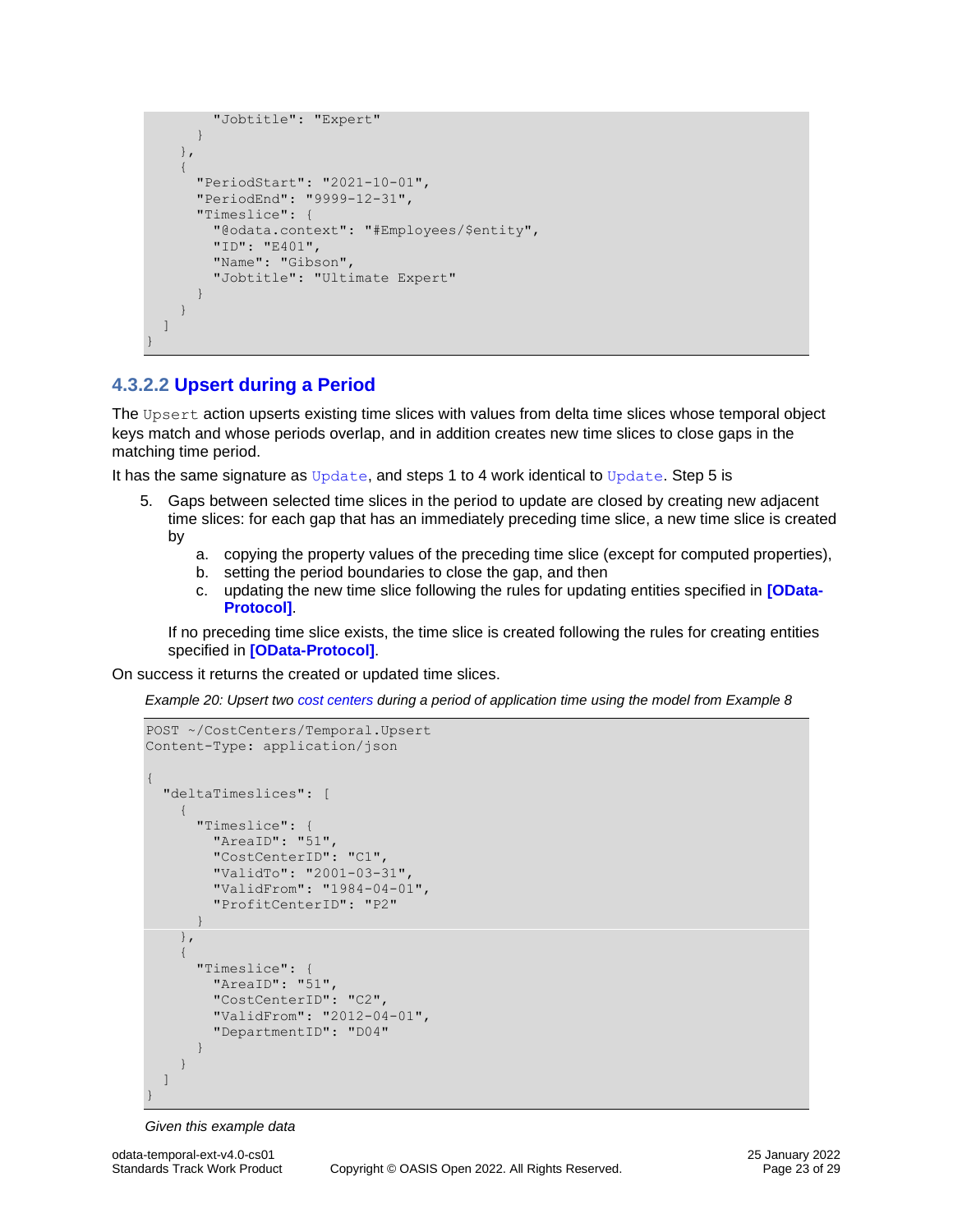```
        "Jobtitle": "Expert"
      }
    },
    {
      "PeriodStart": "2021-10-01",
      "PeriodEnd": "9999-12-31",
      "Timeslice": {
        "@odata.context": "#Employees/$entity",
        "ID": "E401",
        "Name": "Gibson",
        "Jobtitle": "Ultimate Expert"
      }
    }
  ]
}
```

#### 4.3.2.2 Upsert during a Period

The `Upsert` action upserts existing time slices with values from delta time slices whose temporal object keys match and whose periods overlap, and in addition creates new time slices to close gaps in the matching time period.

It has the same signature as `Update`, and steps 1 to 4 work identical to `Update`. Step 5 is

5. Gaps between selected time slices in the period to update are closed by creating new adjacent time slices: for each gap that has an immediately preceding time slice, a new time slice is created by
   a. copying the property values of the preceding time slice (except for computed properties),
   b. setting the period boundaries to close the gap, and then
   c. updating the new time slice following the rules for updating entities specified in **[OData-Protocol]**.

   If no preceding time slice exists, the time slice is created following the rules for creating entities specified in **[OData-Protocol]**.

On success it returns the created or updated time slices.

*Example 20: Upsert two cost centers during a period of application time using the model from Example 8*

```
POST ~/CostCenters/Temporal.Upsert
Content-Type: application/json

{
  "deltaTimeslices": [
    {
      "Timeslice": {
        "AreaID": "51",
        "CostCenterID": "C1",
        "ValidTo": "2001-03-31",
        "ValidFrom": "1984-04-01",
        "ProfitCenterID": "P2"
      }
    },
    {
      "Timeslice": {
        "AreaID": "51",
        "CostCenterID": "C2",
        "ValidFrom": "2012-04-01",
        "DepartmentID": "D04"
      }
    }
  ]
}
```

*Given this example data*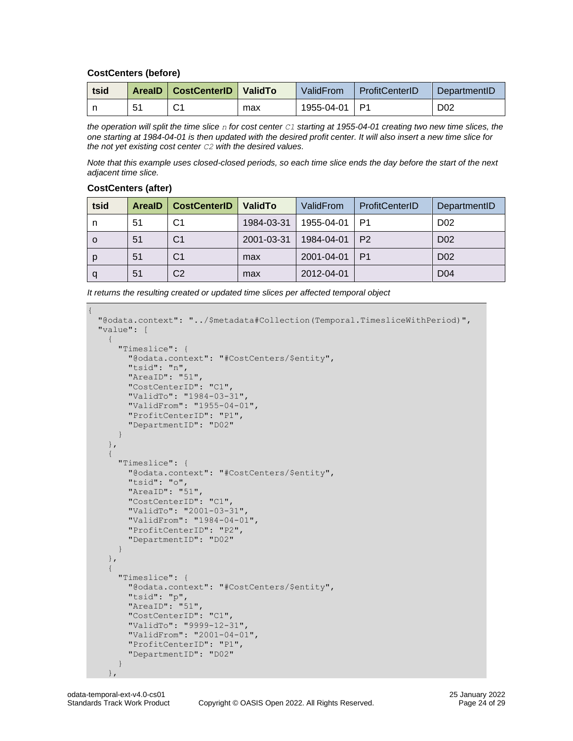**CostCenters (before)**

| tsid | AreaID | CostCenterID | ValidTo | ValidFrom | ProfitCenterID | DepartmentID |
|---|---|---|---|---|---|---|
| n | 51 | C1 | max | 1955-04-01 | P1 | D02 |

*the operation will split the time slice `n` for cost center `C1` starting at 1955-04-01 creating two new time slices, the one starting at 1984-04-01 is then updated with the desired profit center. It will also insert a new time slice for the not yet existing cost center `C2` with the desired values.*

*Note that this example uses closed-closed periods, so each time slice ends the day before the start of the next adjacent time slice.*

**CostCenters (after)**

| tsid | AreaID | CostCenterID | ValidTo | ValidFrom | ProfitCenterID | DepartmentID |
|---|---|---|---|---|---|---|
| n | 51 | C1 | 1984-03-31 | 1955-04-01 | P1 | D02 |
| o | 51 | C1 | 2001-03-31 | 1984-04-01 | P2 | D02 |
| p | 51 | C1 | max | 2001-04-01 | P1 | D02 |
| q | 51 | C2 | max | 2012-04-01 | | D04 |

*It returns the resulting created or updated time slices per affected temporal object*

```
{
  "@odata.context": "../$metadata#Collection(Temporal.TimesliceWithPeriod)",
  "value": [
    {
      "Timeslice": {
        "@odata.context": "#CostCenters/$entity",
        "tsid": "n",
        "AreaID": "51",
        "CostCenterID": "C1",
        "ValidTo": "1984-03-31",
        "ValidFrom": "1955-04-01",
        "ProfitCenterID": "P1",
        "DepartmentID": "D02"
      }
    },
    {
      "Timeslice": {
        "@odata.context": "#CostCenters/$entity",
        "tsid": "o",
        "AreaID": "51",
        "CostCenterID": "C1",
        "ValidTo": "2001-03-31",
        "ValidFrom": "1984-04-01",
        "ProfitCenterID": "P2",
        "DepartmentID": "D02"
      }
    },
    {
      "Timeslice": {
        "@odata.context": "#CostCenters/$entity",
        "tsid": "p",
        "AreaID": "51",
        "CostCenterID": "C1",
        "ValidTo": "9999-12-31",
        "ValidFrom": "2001-04-01",
        "ProfitCenterID": "P1",
        "DepartmentID": "D02"
      }
    },
```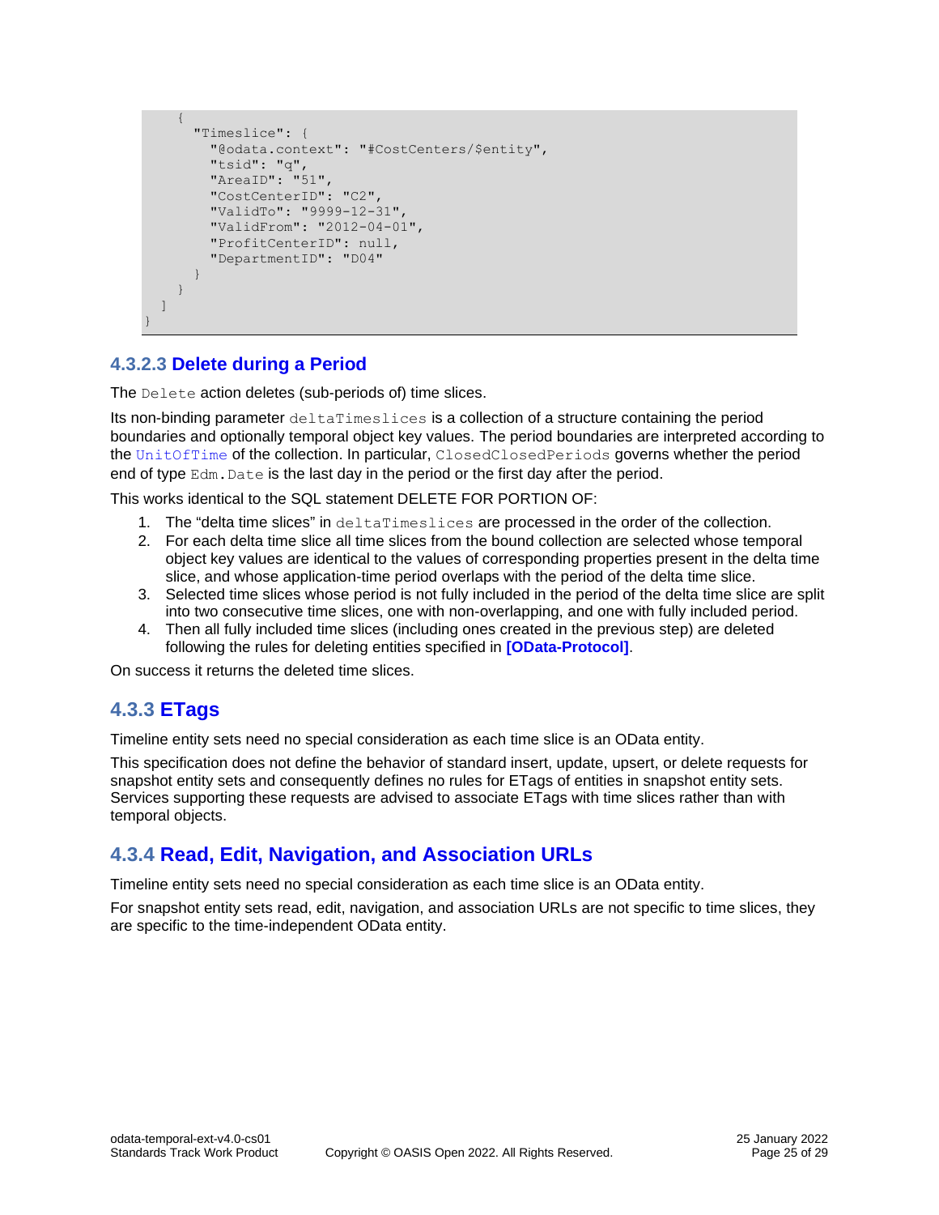```
    {
      "Timeslice": {
        "@odata.context": "#CostCenters/$entity",
        "tsid": "q",
        "AreaID": "51",
        "CostCenterID": "C2",
        "ValidTo": "9999-12-31",
        "ValidFrom": "2012-04-01",
        "ProfitCenterID": null,
        "DepartmentID": "D04"
      }
    }
  ]
}
```

#### 4.3.2.3 Delete during a Period

The `Delete` action deletes (sub-periods of) time slices.

Its non-binding parameter `deltaTimeslices` is a collection of a structure containing the period boundaries and optionally temporal object key values. The period boundaries are interpreted according to the `UnitOfTime` of the collection. In particular, `ClosedClosedPeriods` governs whether the period end of type `Edm.Date` is the last day in the period or the first day after the period.

This works identical to the SQL statement DELETE FOR PORTION OF:

1. The “delta time slices” in `deltaTimeslices` are processed in the order of the collection.
2. For each delta time slice all time slices from the bound collection are selected whose temporal object key values are identical to the values of corresponding properties present in the delta time slice, and whose application-time period overlaps with the period of the delta time slice.
3. Selected time slices whose period is not fully included in the period of the delta time slice are split into two consecutive time slices, one with non-overlapping, and one with fully included period.
4. Then all fully included time slices (including ones created in the previous step) are deleted following the rules for deleting entities specified in **[OData-Protocol]**.

On success it returns the deleted time slices.

### 4.3.3 ETags

Timeline entity sets need no special consideration as each time slice is an OData entity.

This specification does not define the behavior of standard insert, update, upsert, or delete requests for snapshot entity sets and consequently defines no rules for ETags of entities in snapshot entity sets. Services supporting these requests are advised to associate ETags with time slices rather than with temporal objects.

### 4.3.4 Read, Edit, Navigation, and Association URLs

Timeline entity sets need no special consideration as each time slice is an OData entity.

For snapshot entity sets read, edit, navigation, and association URLs are not specific to time slices, they are specific to the time-independent OData entity.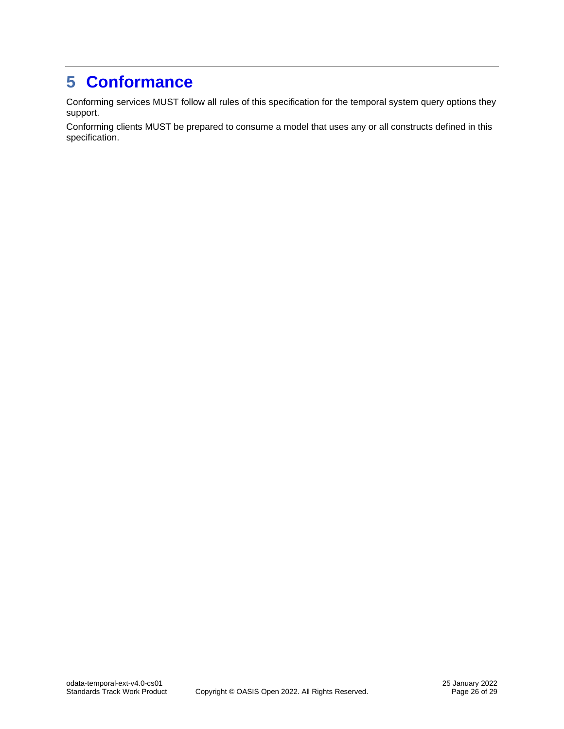# 5 Conformance

Conforming services MUST follow all rules of this specification for the temporal system query options they support.

Conforming clients MUST be prepared to consume a model that uses any or all constructs defined in this specification.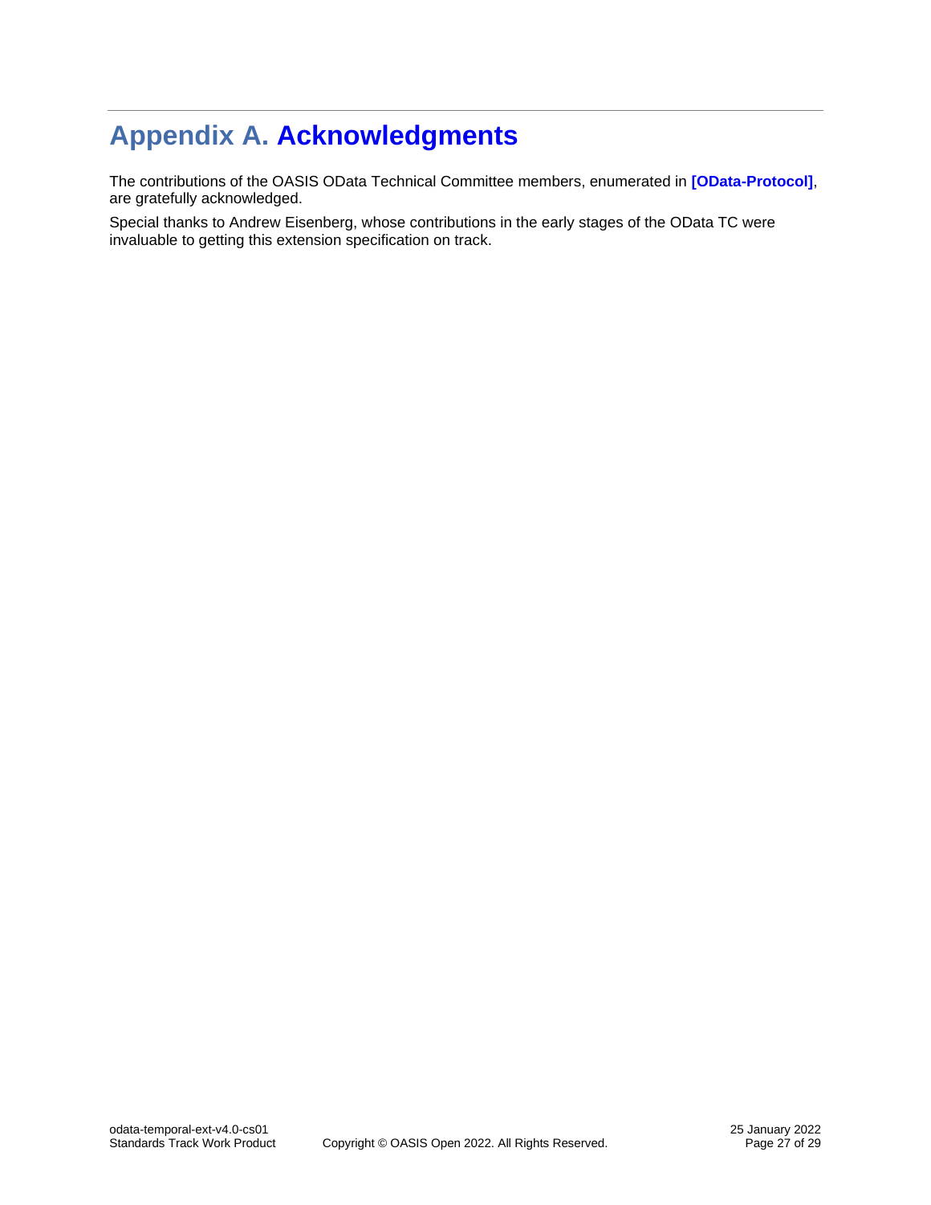# Appendix A. Acknowledgments

The contributions of the OASIS OData Technical Committee members, enumerated in **[OData-Protocol]**, are gratefully acknowledged.

Special thanks to Andrew Eisenberg, whose contributions in the early stages of the OData TC were invaluable to getting this extension specification on track.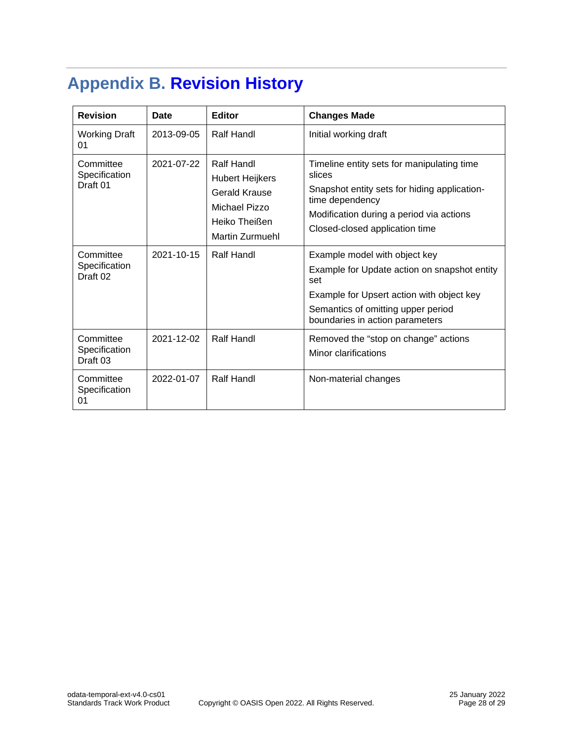# Appendix B. Revision History

| Revision | Date | Editor | Changes Made |
| --- | --- | --- | --- |
| Working Draft 01 | 2013-09-05 | Ralf Handl | Initial working draft |
| Committee Specification Draft 01 | 2021-07-22 | Ralf Handl<br>Hubert Heijkers<br>Gerald Krause<br>Michael Pizzo<br>Heiko Theißen<br>Martin Zurmuehl | Timeline entity sets for manipulating time slices<br>Snapshot entity sets for hiding application-time dependency<br>Modification during a period via actions<br>Closed-closed application time |
| Committee Specification Draft 02 | 2021-10-15 | Ralf Handl | Example model with object key<br>Example for Update action on snapshot entity set<br>Example for Upsert action with object key<br>Semantics of omitting upper period boundaries in action parameters |
| Committee Specification Draft 03 | 2021-12-02 | Ralf Handl | Removed the “stop on change” actions<br>Minor clarifications |
| Committee Specification 01 | 2022-01-07 | Ralf Handl | Non-material changes |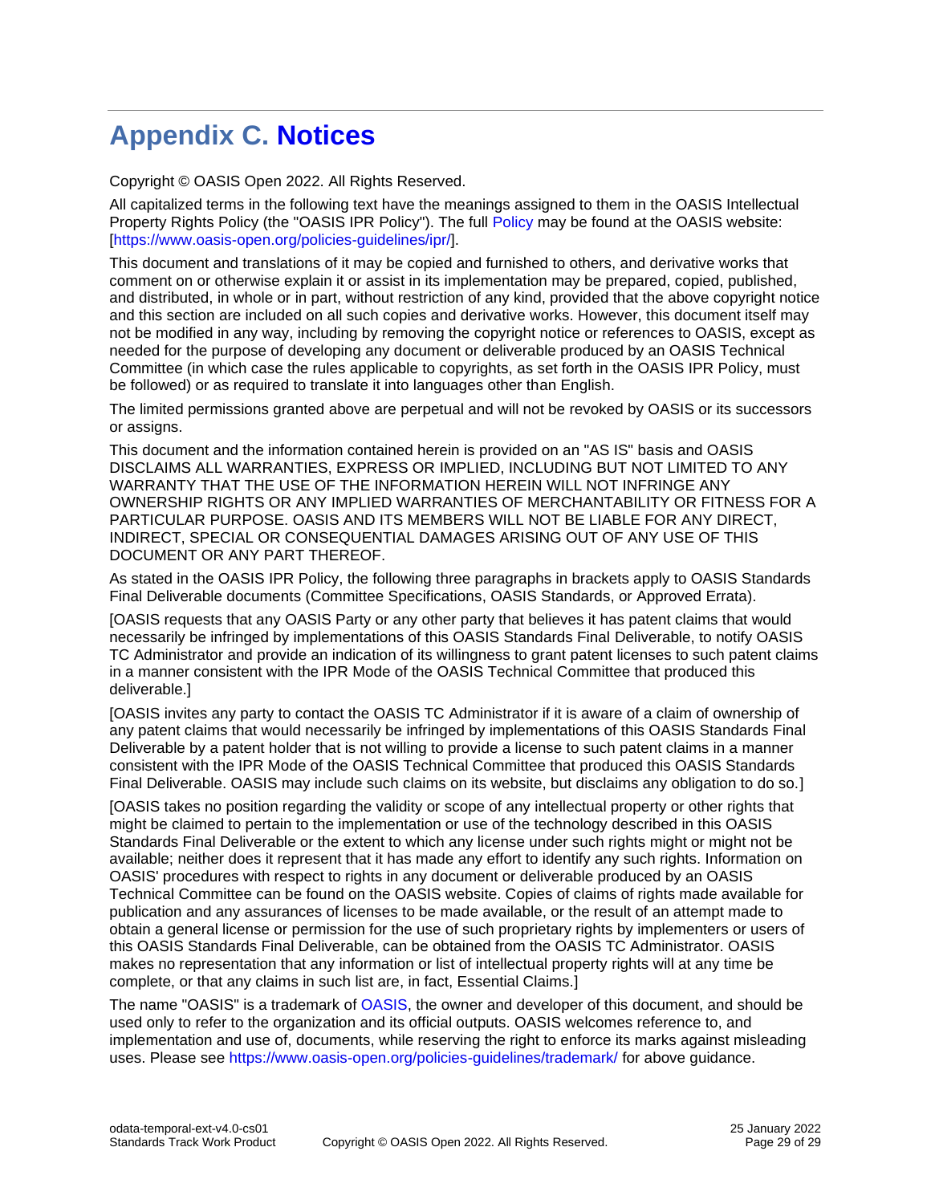# Appendix C. Notices

Copyright © OASIS Open 2022. All Rights Reserved.

All capitalized terms in the following text have the meanings assigned to them in the OASIS Intellectual Property Rights Policy (the "OASIS IPR Policy"). The full Policy may be found at the OASIS website: [https://www.oasis-open.org/policies-guidelines/ipr/].

This document and translations of it may be copied and furnished to others, and derivative works that comment on or otherwise explain it or assist in its implementation may be prepared, copied, published, and distributed, in whole or in part, without restriction of any kind, provided that the above copyright notice and this section are included on all such copies and derivative works. However, this document itself may not be modified in any way, including by removing the copyright notice or references to OASIS, except as needed for the purpose of developing any document or deliverable produced by an OASIS Technical Committee (in which case the rules applicable to copyrights, as set forth in the OASIS IPR Policy, must be followed) or as required to translate it into languages other than English.

The limited permissions granted above are perpetual and will not be revoked by OASIS or its successors or assigns.

This document and the information contained herein is provided on an "AS IS" basis and OASIS DISCLAIMS ALL WARRANTIES, EXPRESS OR IMPLIED, INCLUDING BUT NOT LIMITED TO ANY WARRANTY THAT THE USE OF THE INFORMATION HEREIN WILL NOT INFRINGE ANY OWNERSHIP RIGHTS OR ANY IMPLIED WARRANTIES OF MERCHANTABILITY OR FITNESS FOR A PARTICULAR PURPOSE. OASIS AND ITS MEMBERS WILL NOT BE LIABLE FOR ANY DIRECT, INDIRECT, SPECIAL OR CONSEQUENTIAL DAMAGES ARISING OUT OF ANY USE OF THIS DOCUMENT OR ANY PART THEREOF.

As stated in the OASIS IPR Policy, the following three paragraphs in brackets apply to OASIS Standards Final Deliverable documents (Committee Specifications, OASIS Standards, or Approved Errata).

[OASIS requests that any OASIS Party or any other party that believes it has patent claims that would necessarily be infringed by implementations of this OASIS Standards Final Deliverable, to notify OASIS TC Administrator and provide an indication of its willingness to grant patent licenses to such patent claims in a manner consistent with the IPR Mode of the OASIS Technical Committee that produced this deliverable.]

[OASIS invites any party to contact the OASIS TC Administrator if it is aware of a claim of ownership of any patent claims that would necessarily be infringed by implementations of this OASIS Standards Final Deliverable by a patent holder that is not willing to provide a license to such patent claims in a manner consistent with the IPR Mode of the OASIS Technical Committee that produced this OASIS Standards Final Deliverable. OASIS may include such claims on its website, but disclaims any obligation to do so.]

[OASIS takes no position regarding the validity or scope of any intellectual property or other rights that might be claimed to pertain to the implementation or use of the technology described in this OASIS Standards Final Deliverable or the extent to which any license under such rights might or might not be available; neither does it represent that it has made any effort to identify any such rights. Information on OASIS' procedures with respect to rights in any document or deliverable produced by an OASIS Technical Committee can be found on the OASIS website. Copies of claims of rights made available for publication and any assurances of licenses to be made available, or the result of an attempt made to obtain a general license or permission for the use of such proprietary rights by implementers or users of this OASIS Standards Final Deliverable, can be obtained from the OASIS TC Administrator. OASIS makes no representation that any information or list of intellectual property rights will at any time be complete, or that any claims in such list are, in fact, Essential Claims.]

The name "OASIS" is a trademark of OASIS, the owner and developer of this document, and should be used only to refer to the organization and its official outputs. OASIS welcomes reference to, and implementation and use of, documents, while reserving the right to enforce its marks against misleading uses. Please see https://www.oasis-open.org/policies-guidelines/trademark/ for above guidance.